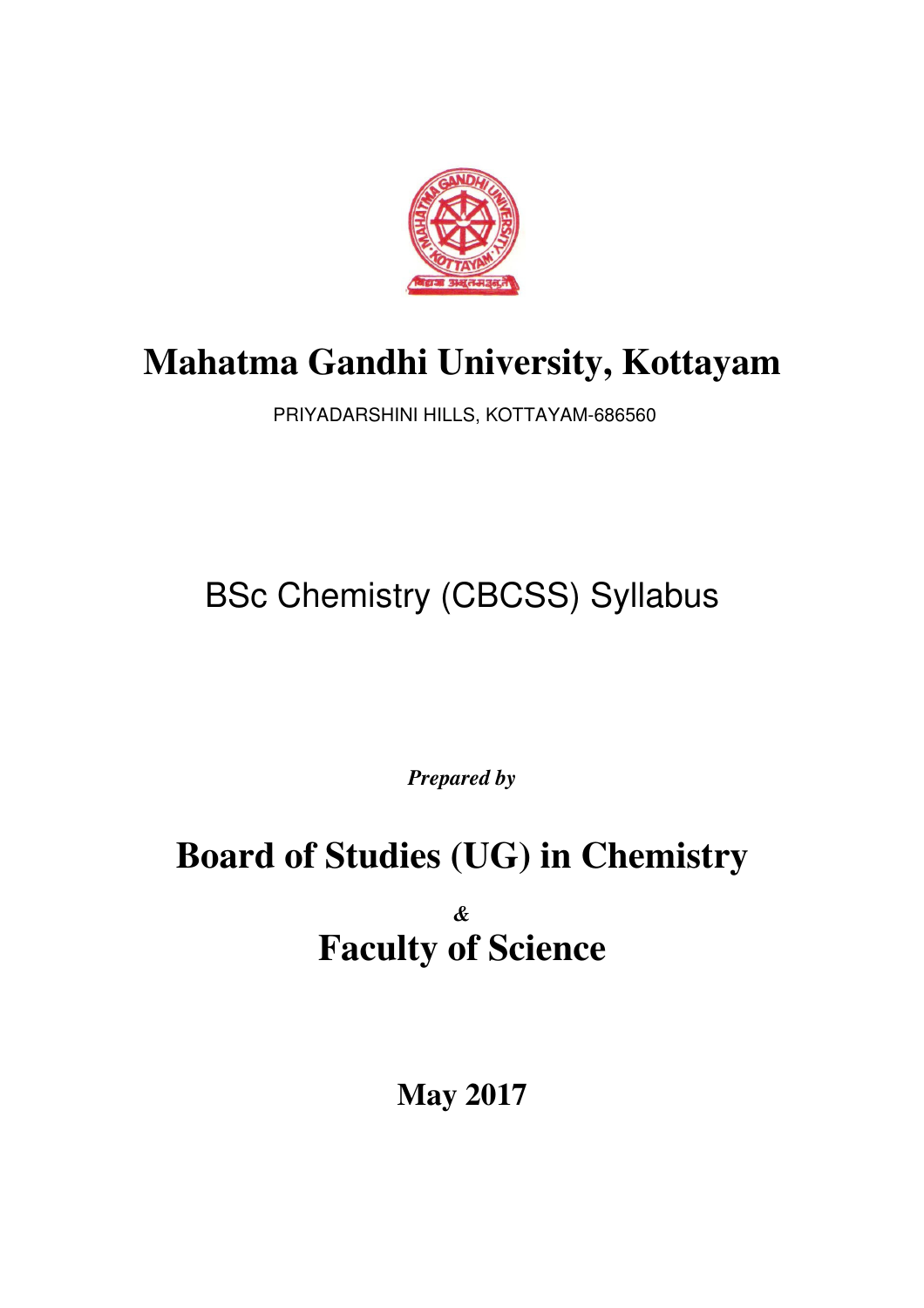# Mahatma Gandhi University, Kottayam

PRIYADARSHINI HILLS, KOTTAYAM-686560

## BSc Chemistry (CBCSS) Syllabus

*Prepared by*

## Board of Studies (UG) in Chemistry

&

## Faculty of Science

**May 2017**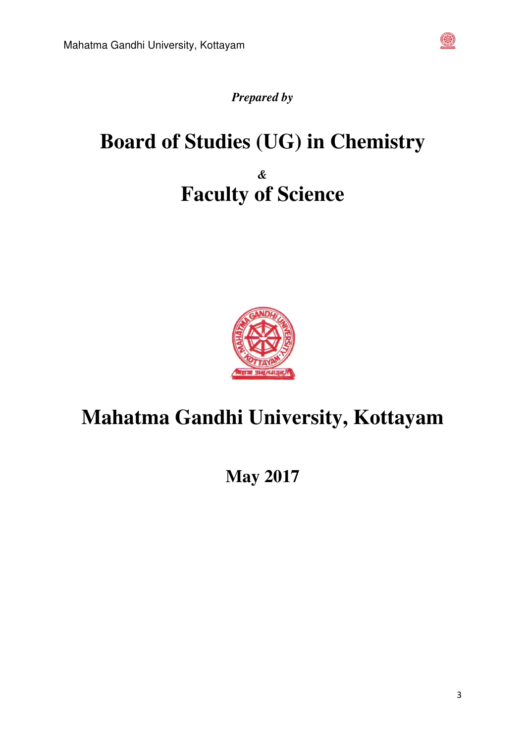*Prepared by*

# Board of Studies (UG) in Chemistry

*&*

# Faculty of Science

# Mahatma Gandhi University, Kottayam

## May 2017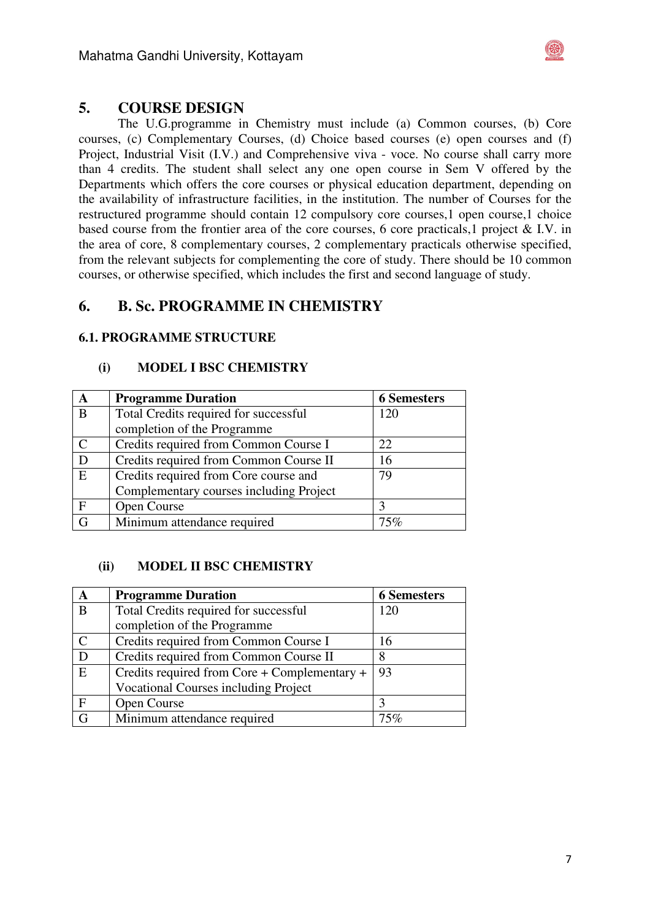## 5. COURSE DESIGN

The U.G.programme in Chemistry must include (a) Common courses, (b) Core courses, (c) Complementary Courses, (d) Choice based courses (e) open courses and (f) Project, Industrial Visit (I.V.) and Comprehensive viva - voce. No course shall carry more than 4 credits. The student shall select any one open course in Sem V offered by the Departments which offers the core courses or physical education department, depending on the availability of infrastructure facilities, in the institution. The number of Courses for the restructured programme should contain 12 compulsory core courses,1 open course,1 choice based course from the frontier area of the core courses, 6 core practicals,1 project & I.V. in the area of core, 8 complementary courses, 2 complementary practicals otherwise specified, from the relevant subjects for complementing the core of study. There should be 10 common courses, or otherwise specified, which includes the first and second language of study.

## 6. B. Sc. PROGRAMME IN CHEMISTRY

### 6.1. PROGRAMME STRUCTURE

#### (i) MODEL I BSC CHEMISTRY

| A | Programme Duration | 6 Semesters |
|---|---|---|
| B | Total Credits required for successful completion of the Programme | 120 |
| C | Credits required from Common Course I | 22 |
| D | Credits required from Common Course II | 16 |
| E | Credits required from Core course and Complementary courses including Project | 79 |
| F | Open Course | 3 |
| G | Minimum attendance required | 75% |

#### (ii) MODEL II BSC CHEMISTRY

| A | Programme Duration | 6 Semesters |
|---|---|---|
| B | Total Credits required for successful completion of the Programme | 120 |
| C | Credits required from Common Course I | 16 |
| D | Credits required from Common Course II | 8 |
| E | Credits required from Core + Complementary + Vocational Courses including Project | 93 |
| F | Open Course | 3 |
| G | Minimum attendance required | 75% |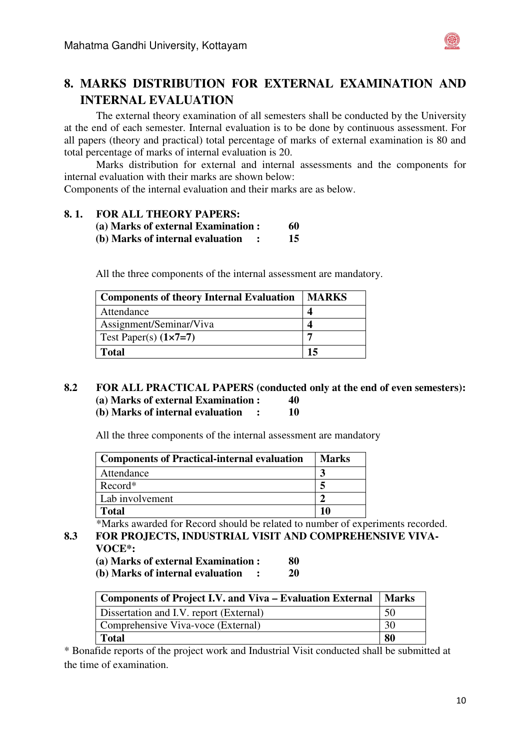## 8. MARKS DISTRIBUTION FOR EXTERNAL EXAMINATION AND INTERNAL EVALUATION

The external theory examination of all semesters shall be conducted by the University at the end of each semester. Internal evaluation is to be done by continuous assessment. For all papers (theory and practical) total percentage of marks of external examination is 80 and total percentage of marks of internal evaluation is 20.

Marks distribution for external and internal assessments and the components for internal evaluation with their marks are shown below:

Components of the internal evaluation and their marks are as below.

### 8. 1. FOR ALL THEORY PAPERS:

**(a) Marks of external Examination : 60**

**(b) Marks of internal evaluation : 15**

All the three components of the internal assessment are mandatory.

| Components of theory Internal Evaluation | MARKS |
|---|---|
| Attendance | 4 |
| Assignment/Seminar/Viva | 4 |
| Test Paper(s) **(1×7=7)** | 7 |
| **Total** | **15** |

### 8.2 FOR ALL PRACTICAL PAPERS (conducted only at the end of even semesters):

**(a) Marks of external Examination : 40**

**(b) Marks of internal evaluation : 10**

All the three components of the internal assessment are mandatory

| Components of Practical-internal evaluation | Marks |
|---|---|
| Attendance | 3 |
| Record* | 5 |
| Lab involvement | 2 |
| **Total** | **10** |

*Marks awarded for Record should be related to number of experiments recorded.

### 8.3 FOR PROJECTS, INDUSTRIAL VISIT AND COMPREHENSIVE VIVA-VOCE*:

**(a) Marks of external Examination : 80**

**(b) Marks of internal evaluation : 20**

| Components of Project I.V. and Viva – Evaluation External | Marks |
|---|---|
| Dissertation and I.V. report (External) | 50 |
| Comprehensive Viva-voce (External) | 30 |
| **Total** | **80** |

* Bonafide reports of the project work and Industrial Visit conducted shall be submitted at the time of examination.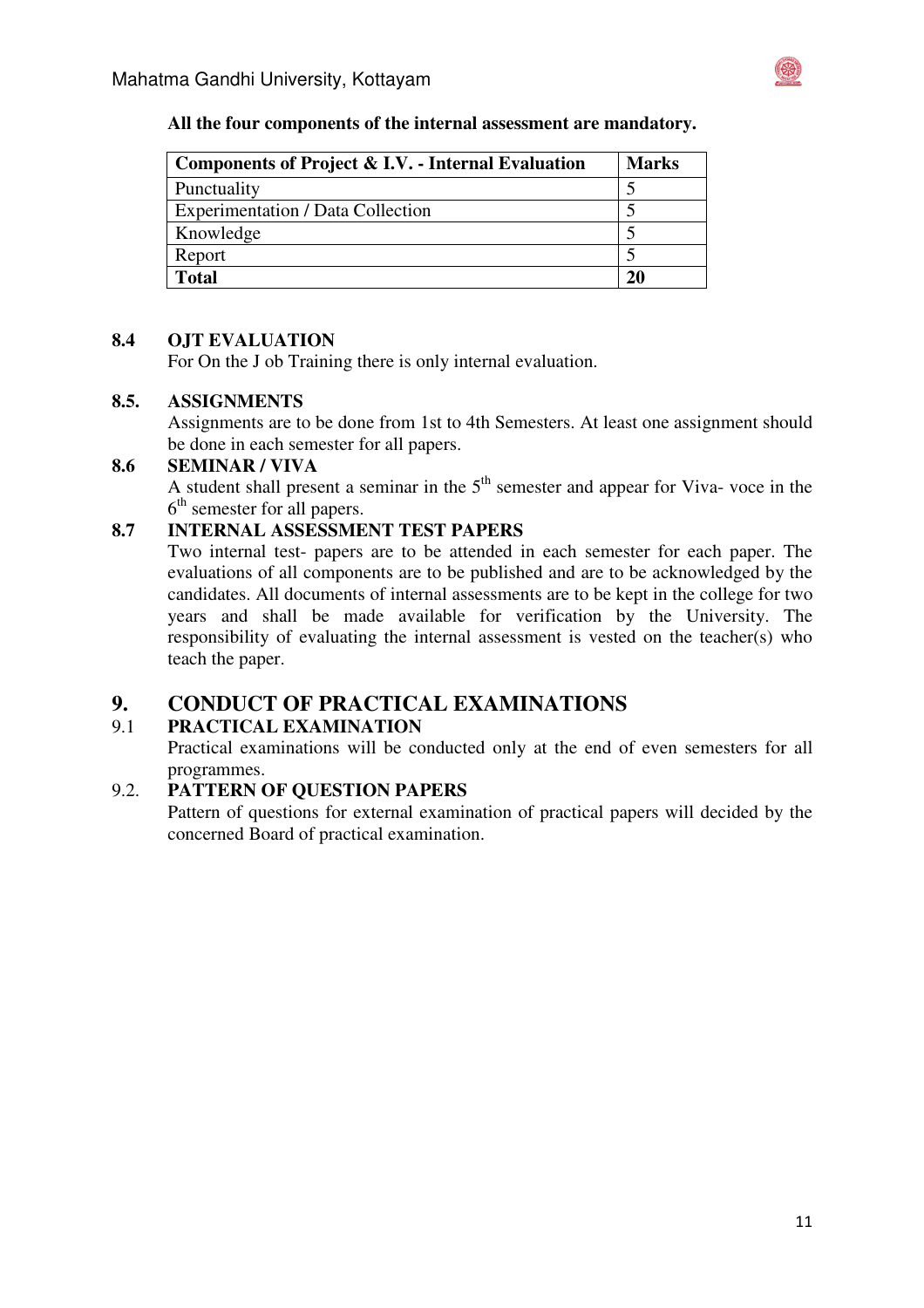**All the four components of the internal assessment are mandatory.**

| Components of Project & I.V. - Internal Evaluation | Marks |
|---|---|
| Punctuality | 5 |
| Experimentation / Data Collection | 5 |
| Knowledge | 5 |
| Report | 5 |
| **Total** | **20** |

### 8.4 OJT EVALUATION

For On the J ob Training there is only internal evaluation.

### 8.5. ASSIGNMENTS

Assignments are to be done from 1st to 4th Semesters. At least one assignment should be done in each semester for all papers.

### 8.6 SEMINAR / VIVA

A student shall present a seminar in the 5th semester and appear for Viva- voce in the 6th semester for all papers.

### 8.7 INTERNAL ASSESSMENT TEST PAPERS

Two internal test- papers are to be attended in each semester for each paper. The evaluations of all components are to be published and are to be acknowledged by the candidates. All documents of internal assessments are to be kept in the college for two years and shall be made available for verification by the University. The responsibility of evaluating the internal assessment is vested on the teacher(s) who teach the paper.

## 9. CONDUCT OF PRACTICAL EXAMINATIONS

### 9.1 PRACTICAL EXAMINATION

Practical examinations will be conducted only at the end of even semesters for all programmes.

### 9.2. PATTERN OF QUESTION PAPERS

Pattern of questions for external examination of practical papers will decided by the concerned Board of practical examination.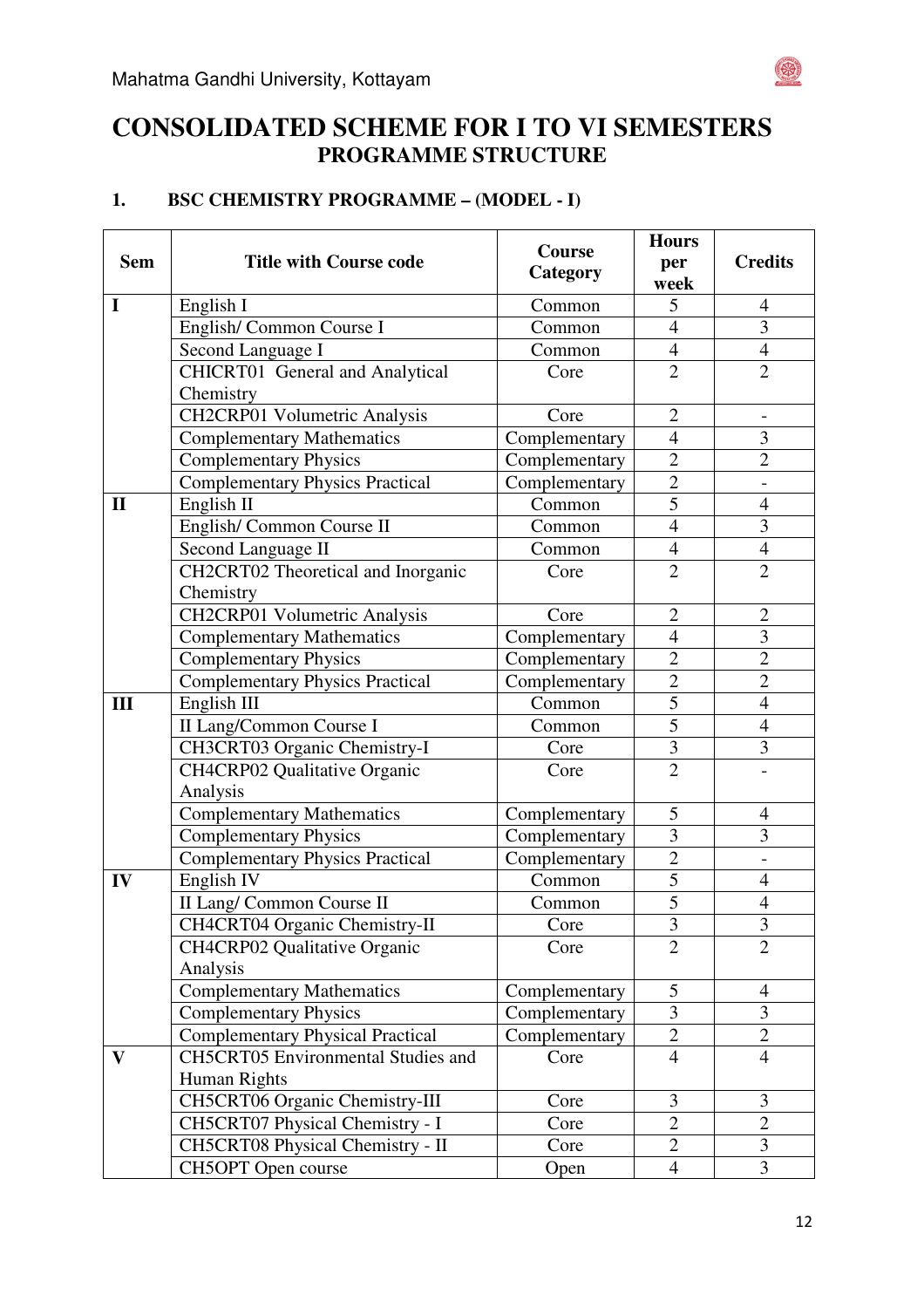# CONSOLIDATED SCHEME FOR I TO VI SEMESTERS

## PROGRAMME STRUCTURE

### 1. BSC CHEMISTRY PROGRAMME – (MODEL - I)

| Sem | Title with Course code | Course Category | Hours per week | Credits |
|---|---|---|---|---|
| **I** | English I | Common | 5 | 4 |
| | English/ Common Course I | Common | 4 | 3 |
| | Second Language I | Common | 4 | 4 |
| | CHICRT01 General and Analytical Chemistry | Core | 2 | 2 |
| | CH2CRP01 Volumetric Analysis | Core | 2 | - |
| | Complementary Mathematics | Complementary | 4 | 3 |
| | Complementary Physics | Complementary | 2 | 2 |
| | Complementary Physics Practical | Complementary | 2 | - |
| **II** | English II | Common | 5 | 4 |
| | English/ Common Course II | Common | 4 | 3 |
| | Second Language II | Common | 4 | 4 |
| | CH2CRT02 Theoretical and Inorganic Chemistry | Core | 2 | 2 |
| | CH2CRP01 Volumetric Analysis | Core | 2 | 2 |
| | Complementary Mathematics | Complementary | 4 | 3 |
| | Complementary Physics | Complementary | 2 | 2 |
| | Complementary Physics Practical | Complementary | 2 | 2 |
| **III** | English III | Common | 5 | 4 |
| | II Lang/Common Course I | Common | 5 | 4 |
| | CH3CRT03 Organic Chemistry-I | Core | 3 | 3 |
| | CH4CRP02 Qualitative Organic Analysis | Core | 2 | - |
| | Complementary Mathematics | Complementary | 5 | 4 |
| | Complementary Physics | Complementary | 3 | 3 |
| | Complementary Physics Practical | Complementary | 2 | - |
| **IV** | English IV | Common | 5 | 4 |
| | II Lang/ Common Course II | Common | 5 | 4 |
| | CH4CRT04 Organic Chemistry-II | Core | 3 | 3 |
| | CH4CRP02 Qualitative Organic Analysis | Core | 2 | 2 |
| | Complementary Mathematics | Complementary | 5 | 4 |
| | Complementary Physics | Complementary | 3 | 3 |
| | Complementary Physical Practical | Complementary | 2 | 2 |
| **V** | CH5CRT05 Environmental Studies and Human Rights | Core | 4 | 4 |
| | CH5CRT06 Organic Chemistry-III | Core | 3 | 3 |
| | CH5CRT07 Physical Chemistry - I | Core | 2 | 2 |
| | CH5CRT08 Physical Chemistry - II | Core | 2 | 3 |
| | CH5OPT Open course | Open | 4 | 3 |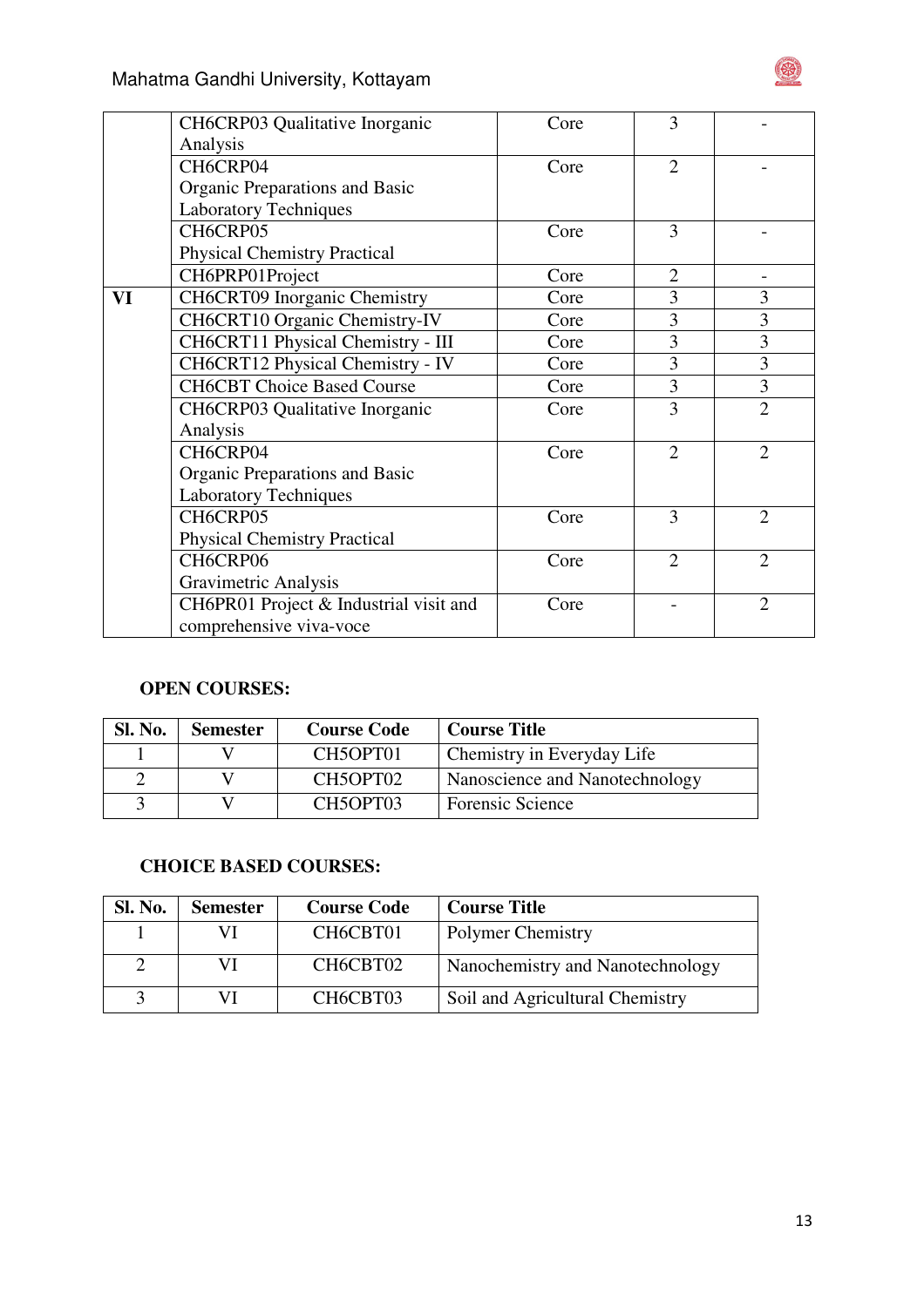| | | | | |
|---|---|---|---|---|
| | CH6CRP03 Qualitative Inorganic Analysis | Core | 3 | - |
| | CH6CRP04 Organic Preparations and Basic Laboratory Techniques | Core | 2 | - |
| | CH6CRP05 Physical Chemistry Practical | Core | 3 | - |
| | CH6PRP01Project | Core | 2 | - |
| **VI** | CH6CRT09 Inorganic Chemistry | Core | 3 | 3 |
| | CH6CRT10 Organic Chemistry-IV | Core | 3 | 3 |
| | CH6CRT11 Physical Chemistry - III | Core | 3 | 3 |
| | CH6CRT12 Physical Chemistry - IV | Core | 3 | 3 |
| | CH6CBT Choice Based Course | Core | 3 | 3 |
| | CH6CRP03 Qualitative Inorganic Analysis | Core | 3 | 2 |
| | CH6CRP04 Organic Preparations and Basic Laboratory Techniques | Core | 2 | 2 |
| | CH6CRP05 Physical Chemistry Practical | Core | 3 | 2 |
| | CH6CRP06 Gravimetric Analysis | Core | 2 | 2 |
| | CH6PR01 Project & Industrial visit and comprehensive viva-voce | Core | - | 2 |

**OPEN COURSES:**

| Sl. No. | Semester | Course Code | Course Title |
|---|---|---|---|
| 1 | V | CH5OPT01 | Chemistry in Everyday Life |
| 2 | V | CH5OPT02 | Nanoscience and Nanotechnology |
| 3 | V | CH5OPT03 | Forensic Science |

**CHOICE BASED COURSES:**

| Sl. No. | Semester | Course Code | Course Title |
|---|---|---|---|
| 1 | VI | CH6CBT01 | Polymer Chemistry |
| 2 | VI | CH6CBT02 | Nanochemistry and Nanotechnology |
| 3 | VI | CH6CBT03 | Soil and Agricultural Chemistry |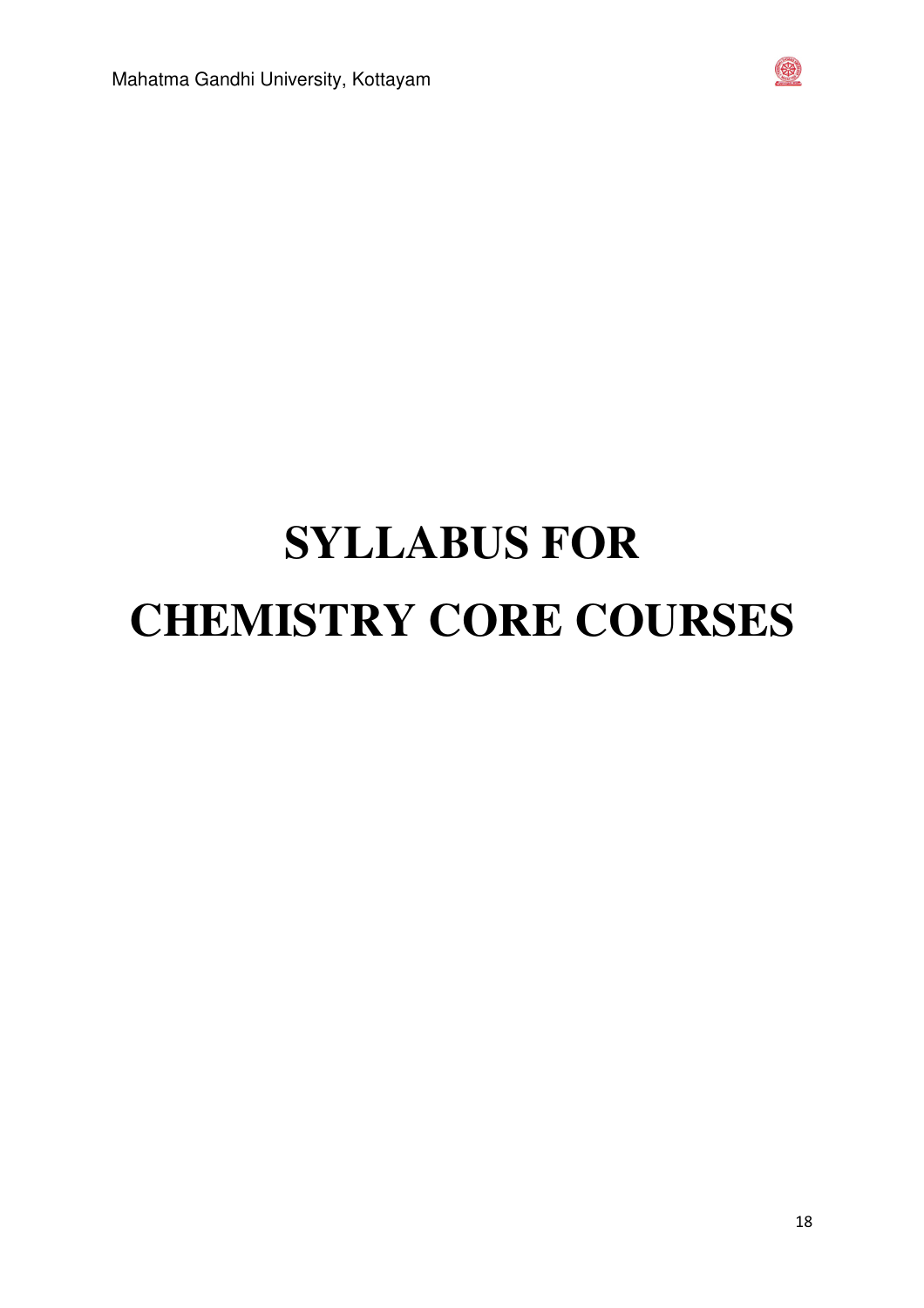# SYLLABUS FOR CHEMISTRY CORE COURSES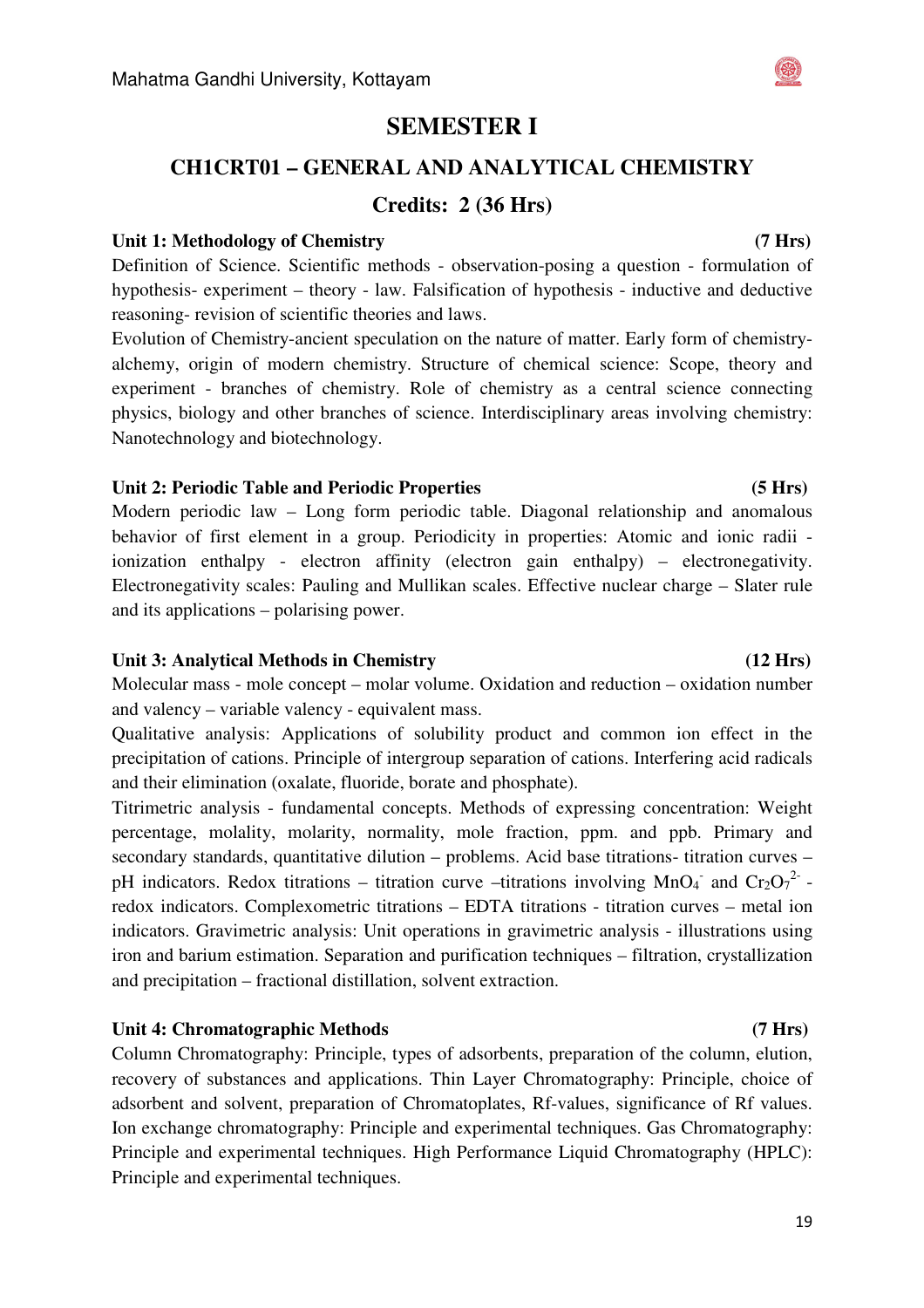# SEMESTER I

## CH1CRT01 – GENERAL AND ANALYTICAL CHEMISTRY

### Credits: 2 (36 Hrs)

**Unit 1: Methodology of Chemistry (7 Hrs)**

Definition of Science. Scientific methods - observation-posing a question - formulation of hypothesis- experiment – theory - law. Falsification of hypothesis - inductive and deductive reasoning- revision of scientific theories and laws.

Evolution of Chemistry-ancient speculation on the nature of matter. Early form of chemistry-alchemy, origin of modern chemistry. Structure of chemical science: Scope, theory and experiment - branches of chemistry. Role of chemistry as a central science connecting physics, biology and other branches of science. Interdisciplinary areas involving chemistry: Nanotechnology and biotechnology.

**Unit 2: Periodic Table and Periodic Properties (5 Hrs)**

Modern periodic law – Long form periodic table. Diagonal relationship and anomalous behavior of first element in a group. Periodicity in properties: Atomic and ionic radii - ionization enthalpy - electron affinity (electron gain enthalpy) – electronegativity. Electronegativity scales: Pauling and Mullikan scales. Effective nuclear charge – Slater rule and its applications – polarising power.

**Unit 3: Analytical Methods in Chemistry (12 Hrs)**

Molecular mass - mole concept – molar volume. Oxidation and reduction – oxidation number and valency – variable valency - equivalent mass.

Qualitative analysis: Applications of solubility product and common ion effect in the precipitation of cations. Principle of intergroup separation of cations. Interfering acid radicals and their elimination (oxalate, fluoride, borate and phosphate).

Titrimetric analysis - fundamental concepts. Methods of expressing concentration: Weight percentage, molality, molarity, normality, mole fraction, ppm. and ppb. Primary and secondary standards, quantitative dilution – problems. Acid base titrations- titration curves – pH indicators. Redox titrations – titration curve –titrations involving $MnO_4^-$ and $Cr_2O_7^{2-}$ - redox indicators. Complexometric titrations – EDTA titrations - titration curves – metal ion indicators. Gravimetric analysis: Unit operations in gravimetric analysis - illustrations using iron and barium estimation. Separation and purification techniques – filtration, crystallization and precipitation – fractional distillation, solvent extraction.

**Unit 4: Chromatographic Methods (7 Hrs)**

Column Chromatography: Principle, types of adsorbents, preparation of the column, elution, recovery of substances and applications. Thin Layer Chromatography: Principle, choice of adsorbent and solvent, preparation of Chromatoplates, Rf-values, significance of Rf values. Ion exchange chromatography: Principle and experimental techniques. Gas Chromatography: Principle and experimental techniques. High Performance Liquid Chromatography (HPLC): Principle and experimental techniques.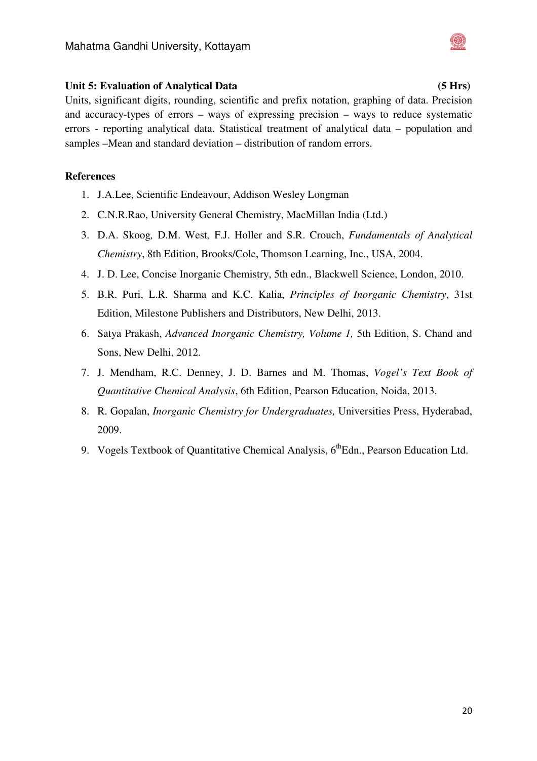**Unit 5: Evaluation of Analytical Data (5 Hrs)**

Units, significant digits, rounding, scientific and prefix notation, graphing of data. Precision and accuracy-types of errors – ways of expressing precision – ways to reduce systematic errors - reporting analytical data. Statistical treatment of analytical data – population and samples –Mean and standard deviation – distribution of random errors.

**References**

1. J.A.Lee, Scientific Endeavour, Addison Wesley Longman
2. C.N.R.Rao, University General Chemistry, MacMillan India (Ltd.)
3. D.A. Skoog, D.M. West, F.J. Holler and S.R. Crouch, *Fundamentals of Analytical Chemistry*, 8th Edition, Brooks/Cole, Thomson Learning, Inc., USA, 2004.
4. J. D. Lee, Concise Inorganic Chemistry, 5th edn., Blackwell Science, London, 2010.
5. B.R. Puri, L.R. Sharma and K.C. Kalia, *Principles of Inorganic Chemistry*, 31st Edition, Milestone Publishers and Distributors, New Delhi, 2013.
6. Satya Prakash, *Advanced Inorganic Chemistry, Volume 1,* 5th Edition, S. Chand and Sons, New Delhi, 2012.
7. J. Mendham, R.C. Denney, J. D. Barnes and M. Thomas, *Vogel's Text Book of Quantitative Chemical Analysis*, 6th Edition, Pearson Education, Noida, 2013.
8. R. Gopalan, *Inorganic Chemistry for Undergraduates,* Universities Press, Hyderabad, 2009.
9. Vogels Textbook of Quantitative Chemical Analysis, 6thEdn., Pearson Education Ltd.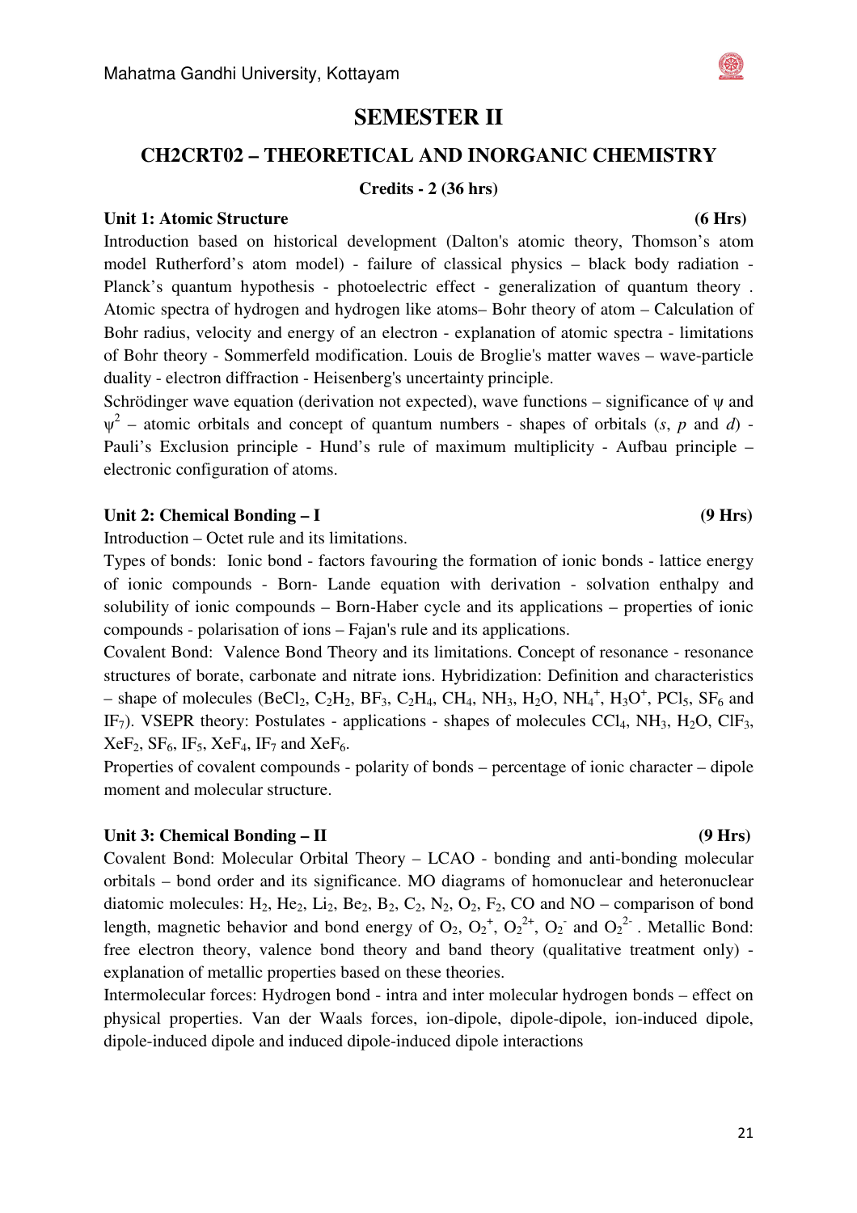# SEMESTER II

## CH2CRT02 – THEORETICAL AND INORGANIC CHEMISTRY

**Credits - 2 (36 hrs)**

**Unit 1: Atomic Structure (6 Hrs)**

Introduction based on historical development (Dalton's atomic theory, Thomson's atom model Rutherford's atom model) - failure of classical physics – black body radiation - Planck's quantum hypothesis - photoelectric effect - generalization of quantum theory . Atomic spectra of hydrogen and hydrogen like atoms– Bohr theory of atom – Calculation of Bohr radius, velocity and energy of an electron - explanation of atomic spectra - limitations of Bohr theory - Sommerfeld modification. Louis de Broglie's matter waves – wave-particle duality - electron diffraction - Heisenberg's uncertainty principle.

Schrödinger wave equation (derivation not expected), wave functions – significance of $\psi$ and $\psi^2$ – atomic orbitals and concept of quantum numbers - shapes of orbitals (*s*, *p* and *d*) - Pauli's Exclusion principle - Hund's rule of maximum multiplicity - Aufbau principle – electronic configuration of atoms.

**Unit 2: Chemical Bonding – I (9 Hrs)**

Introduction – Octet rule and its limitations.

Types of bonds: Ionic bond - factors favouring the formation of ionic bonds - lattice energy of ionic compounds - Born- Lande equation with derivation - solvation enthalpy and solubility of ionic compounds – Born-Haber cycle and its applications – properties of ionic compounds - polarisation of ions – Fajan's rule and its applications.

Covalent Bond: Valence Bond Theory and its limitations. Concept of resonance - resonance structures of borate, carbonate and nitrate ions. Hybridization: Definition and characteristics – shape of molecules ($BeCl_2$, $C_2H_2$, $BF_3$, $C_2H_4$, $CH_4$, $NH_3$, $H_2O$, $NH_4^+$, $H_3O^+$, $PCl_5$, $SF_6$ and $IF_7$). VSEPR theory: Postulates - applications - shapes of molecules $CCl_4$, $NH_3$, $H_2O$, $ClF_3$, $XeF_2$, $SF_6$, $IF_5$, $XeF_4$, $IF_7$ and $XeF_6$.

Properties of covalent compounds - polarity of bonds – percentage of ionic character – dipole moment and molecular structure.

**Unit 3: Chemical Bonding – II (9 Hrs)**

Covalent Bond: Molecular Orbital Theory – LCAO - bonding and anti-bonding molecular orbitals – bond order and its significance. MO diagrams of homonuclear and heteronuclear diatomic molecules: $H_2$, $He_2$, $Li_2$, $Be_2$, $B_2$, $C_2$, $N_2$, $O_2$, $F_2$, CO and NO – comparison of bond length, magnetic behavior and bond energy of $O_2$, $O_2^+$, $O_2^{2+}$, $O_2^-$ and $O_2^{2-}$ . Metallic Bond: free electron theory, valence bond theory and band theory (qualitative treatment only) - explanation of metallic properties based on these theories.

Intermolecular forces: Hydrogen bond - intra and inter molecular hydrogen bonds – effect on physical properties. Van der Waals forces, ion-dipole, dipole-dipole, ion-induced dipole, dipole-induced dipole and induced dipole-induced dipole interactions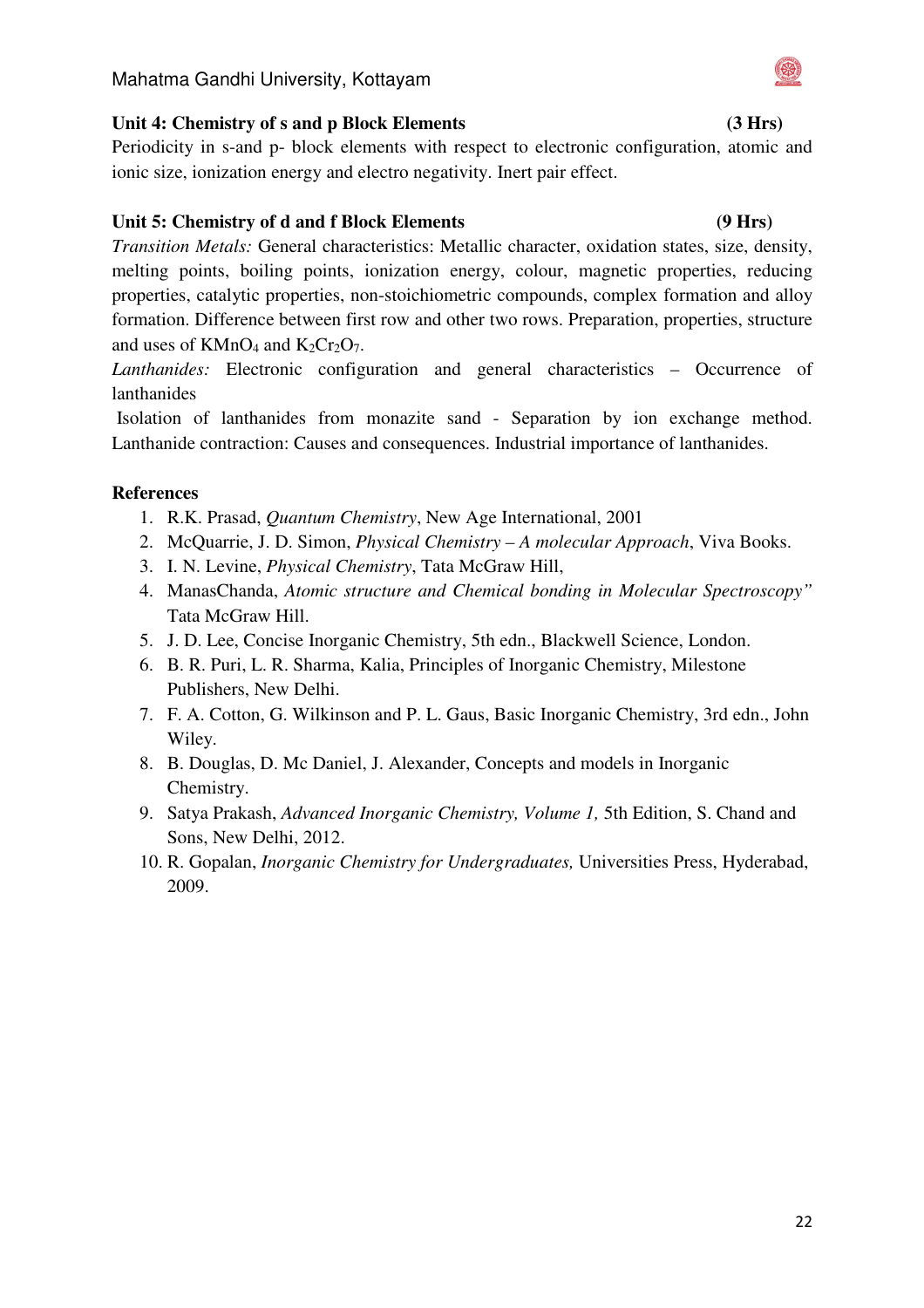**Unit 4: Chemistry of s and p Block Elements (3 Hrs)**

Periodicity in s-and p- block elements with respect to electronic configuration, atomic and ionic size, ionization energy and electro negativity. Inert pair effect.

**Unit 5: Chemistry of d and f Block Elements (9 Hrs)**

*Transition Metals:* General characteristics: Metallic character, oxidation states, size, density, melting points, boiling points, ionization energy, colour, magnetic properties, reducing properties, catalytic properties, non-stoichiometric compounds, complex formation and alloy formation. Difference between first row and other two rows. Preparation, properties, structure and uses of $KMnO_4$ and $K_2Cr_2O_7$.

*Lanthanides:* Electronic configuration and general characteristics – Occurrence of lanthanides

Isolation of lanthanides from monazite sand - Separation by ion exchange method. Lanthanide contraction: Causes and consequences. Industrial importance of lanthanides.

**References**

1. R.K. Prasad, *Quantum Chemistry*, New Age International, 2001
2. McQuarrie, J. D. Simon, *Physical Chemistry – A molecular Approach*, Viva Books.
3. I. N. Levine, *Physical Chemistry*, Tata McGraw Hill,
4. ManasChanda, *Atomic structure and Chemical bonding in Molecular Spectroscopy"* Tata McGraw Hill.
5. J. D. Lee, Concise Inorganic Chemistry, 5th edn., Blackwell Science, London.
6. B. R. Puri, L. R. Sharma, Kalia, Principles of Inorganic Chemistry, Milestone Publishers, New Delhi.
7. F. A. Cotton, G. Wilkinson and P. L. Gaus, Basic Inorganic Chemistry, 3rd edn., John Wiley.
8. B. Douglas, D. Mc Daniel, J. Alexander, Concepts and models in Inorganic Chemistry.
9. Satya Prakash, *Advanced Inorganic Chemistry, Volume 1,* 5th Edition, S. Chand and Sons, New Delhi, 2012.
10. R. Gopalan, *Inorganic Chemistry for Undergraduates,* Universities Press, Hyderabad, 2009.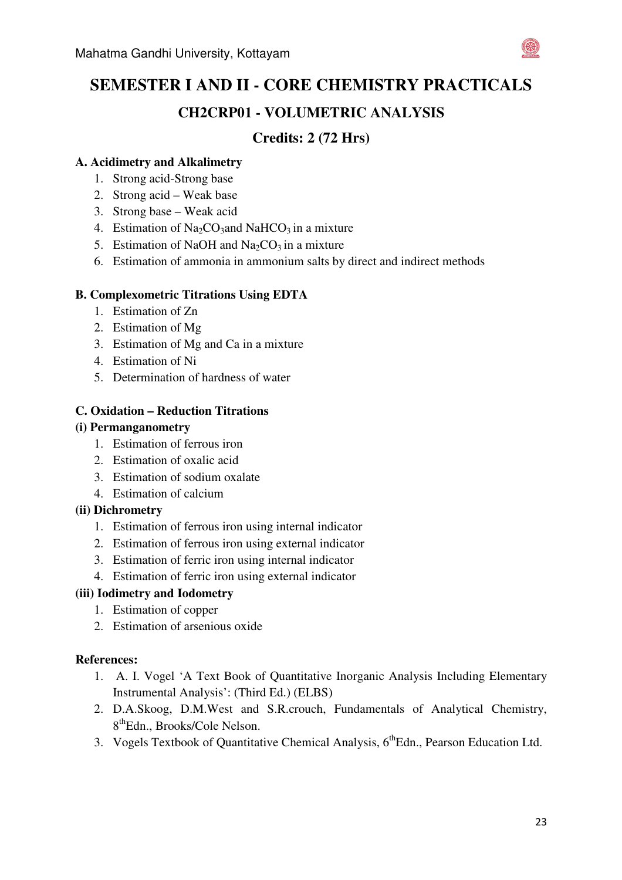# SEMESTER I AND II - CORE CHEMISTRY PRACTICALS

## CH2CRP01 - VOLUMETRIC ANALYSIS

## Credits: 2 (72 Hrs)

**A. Acidimetry and Alkalimetry**

1. Strong acid-Strong base
2. Strong acid – Weak base
3. Strong base – Weak acid
4. Estimation of $Na_2CO_3$ and $NaHCO_3$ in a mixture
5. Estimation of NaOH and $Na_2CO_3$ in a mixture
6. Estimation of ammonia in ammonium salts by direct and indirect methods

**B. Complexometric Titrations Using EDTA**

1. Estimation of Zn
2. Estimation of Mg
3. Estimation of Mg and Ca in a mixture
4. Estimation of Ni
5. Determination of hardness of water

**C. Oxidation – Reduction Titrations**

**(i) Permanganometry**

1. Estimation of ferrous iron
2. Estimation of oxalic acid
3. Estimation of sodium oxalate
4. Estimation of calcium

**(ii) Dichrometry**

1. Estimation of ferrous iron using internal indicator
2. Estimation of ferrous iron using external indicator
3. Estimation of ferric iron using internal indicator
4. Estimation of ferric iron using external indicator

**(iii) Iodimetry and Iodometry**

1. Estimation of copper
2. Estimation of arsenious oxide

**References:**

1. A. I. Vogel 'A Text Book of Quantitative Inorganic Analysis Including Elementary Instrumental Analysis': (Third Ed.) (ELBS)
2. D.A.Skoog, D.M.West and S.R.crouch, Fundamentals of Analytical Chemistry, 8thEdn., Brooks/Cole Nelson.
3. Vogels Textbook of Quantitative Chemical Analysis, 6thEdn., Pearson Education Ltd.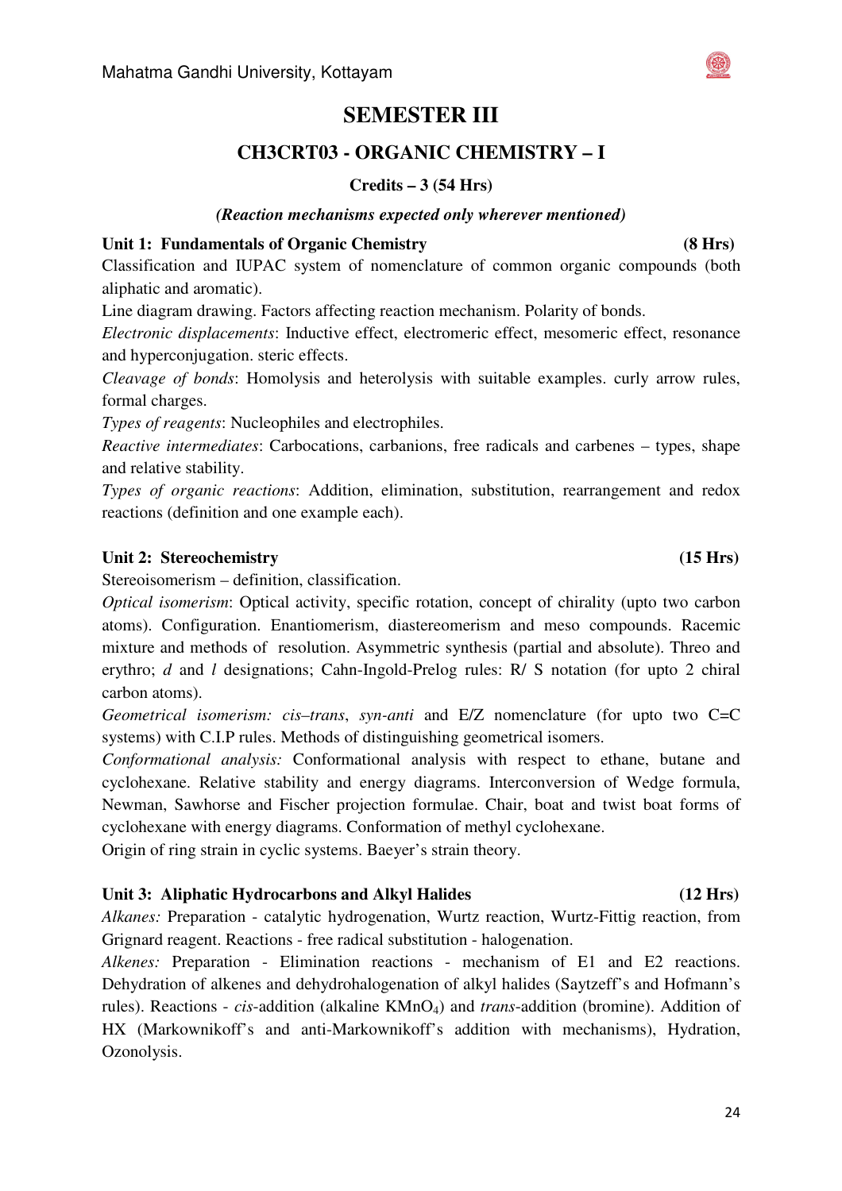# SEMESTER III

## CH3CRT03 - ORGANIC CHEMISTRY – I

**Credits – 3 (54 Hrs)**

***(Reaction mechanisms expected only wherever mentioned)***

**Unit 1: Fundamentals of Organic Chemistry (8 Hrs)**

Classification and IUPAC system of nomenclature of common organic compounds (both aliphatic and aromatic).

Line diagram drawing. Factors affecting reaction mechanism. Polarity of bonds.

*Electronic displacements*: Inductive effect, electromeric effect, mesomeric effect, resonance and hyperconjugation. steric effects.

*Cleavage of bonds*: Homolysis and heterolysis with suitable examples. curly arrow rules, formal charges.

*Types of reagents*: Nucleophiles and electrophiles.

*Reactive intermediates*: Carbocations, carbanions, free radicals and carbenes – types, shape and relative stability.

*Types of organic reactions*: Addition, elimination, substitution, rearrangement and redox reactions (definition and one example each).

**Unit 2: Stereochemistry (15 Hrs)**

Stereoisomerism – definition, classification.

*Optical isomerism*: Optical activity, specific rotation, concept of chirality (upto two carbon atoms). Configuration. Enantiomerism, diastereomerism and meso compounds. Racemic mixture and methods of resolution. Asymmetric synthesis (partial and absolute). Threo and erythro; *d* and *l* designations; Cahn-Ingold-Prelog rules: R/ S notation (for upto 2 chiral carbon atoms).

*Geometrical isomerism: cis–trans*, *syn-anti* and E/Z nomenclature (for upto two C=C systems) with C.I.P rules. Methods of distinguishing geometrical isomers.

*Conformational analysis:* Conformational analysis with respect to ethane, butane and cyclohexane. Relative stability and energy diagrams. Interconversion of Wedge formula, Newman, Sawhorse and Fischer projection formulae. Chair, boat and twist boat forms of cyclohexane with energy diagrams. Conformation of methyl cyclohexane.

Origin of ring strain in cyclic systems. Baeyer's strain theory.

**Unit 3: Aliphatic Hydrocarbons and Alkyl Halides (12 Hrs)**

*Alkanes:* Preparation - catalytic hydrogenation, Wurtz reaction, Wurtz-Fittig reaction, from Grignard reagent. Reactions - free radical substitution - halogenation.

*Alkenes:* Preparation - Elimination reactions - mechanism of E1 and E2 reactions. Dehydration of alkenes and dehydrohalogenation of alkyl halides (Saytzeff's and Hofmann's rules). Reactions - *cis*-addition (alkaline $KMnO_4$) and *trans*-addition (bromine). Addition of HX (Markownikoff's and anti-Markownikoff's addition with mechanisms), Hydration, Ozonolysis.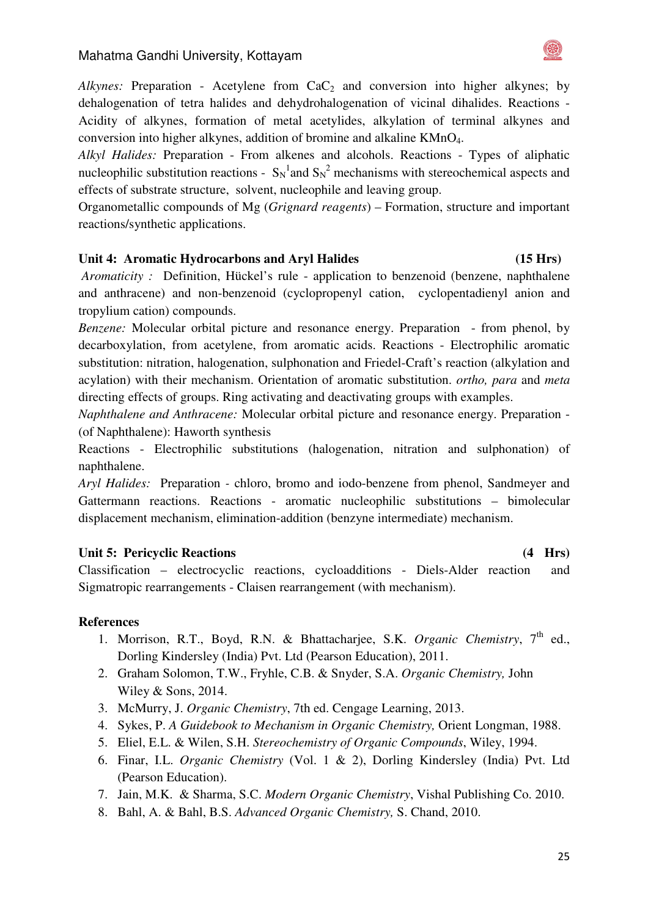*Alkynes:* Preparation - Acetylene from $CaC_2$ and conversion into higher alkynes; by dehalogenation of tetra halides and dehydrohalogenation of vicinal dihalides. Reactions - Acidity of alkynes, formation of metal acetylides, alkylation of terminal alkynes and conversion into higher alkynes, addition of bromine and alkaline $KMnO_4$.

*Alkyl Halides:* Preparation - From alkenes and alcohols. Reactions - Types of aliphatic nucleophilic substitution reactions - $S_N1$ and $S_N2$ mechanisms with stereochemical aspects and effects of substrate structure, solvent, nucleophile and leaving group.

Organometallic compounds of Mg (*Grignard reagents*) – Formation, structure and important reactions/synthetic applications.

### Unit 4: Aromatic Hydrocarbons and Aryl Halides (15 Hrs)

*Aromaticity :* Definition, Hückel's rule - application to benzenoid (benzene, naphthalene and anthracene) and non-benzenoid (cyclopropenyl cation, cyclopentadienyl anion and tropylium cation) compounds.

*Benzene:* Molecular orbital picture and resonance energy. Preparation - from phenol, by decarboxylation, from acetylene, from aromatic acids. Reactions - Electrophilic aromatic substitution: nitration, halogenation, sulphonation and Friedel-Craft's reaction (alkylation and acylation) with their mechanism. Orientation of aromatic substitution. *ortho, para* and *meta* directing effects of groups. Ring activating and deactivating groups with examples.

*Naphthalene and Anthracene:* Molecular orbital picture and resonance energy. Preparation - (of Naphthalene): Haworth synthesis

Reactions - Electrophilic substitutions (halogenation, nitration and sulphonation) of naphthalene.

*Aryl Halides:* Preparation - chloro, bromo and iodo-benzene from phenol, Sandmeyer and Gattermann reactions. Reactions - aromatic nucleophilic substitutions – bimolecular displacement mechanism, elimination-addition (benzyne intermediate) mechanism.

### Unit 5: Pericyclic Reactions (4 Hrs)

Classification – electrocyclic reactions, cycloadditions - Diels-Alder reaction and Sigmatropic rearrangements - Claisen rearrangement (with mechanism).

### References

1. Morrison, R.T., Boyd, R.N. & Bhattacharjee, S.K. *Organic Chemistry*, 7th ed., Dorling Kindersley (India) Pvt. Ltd (Pearson Education), 2011.
2. Graham Solomon, T.W., Fryhle, C.B. & Snyder, S.A. *Organic Chemistry,* John Wiley & Sons, 2014.
3. McMurry, J. *Organic Chemistry*, 7th ed. Cengage Learning, 2013.
4. Sykes, P. *A Guidebook to Mechanism in Organic Chemistry,* Orient Longman, 1988.
5. Eliel, E.L. & Wilen, S.H. *Stereochemistry of Organic Compounds*, Wiley, 1994.
6. Finar, I.L. *Organic Chemistry* (Vol. 1 & 2), Dorling Kindersley (India) Pvt. Ltd (Pearson Education).
7. Jain, M.K. & Sharma, S.C. *Modern Organic Chemistry*, Vishal Publishing Co. 2010.
8. Bahl, A. & Bahl, B.S. *Advanced Organic Chemistry,* S. Chand, 2010.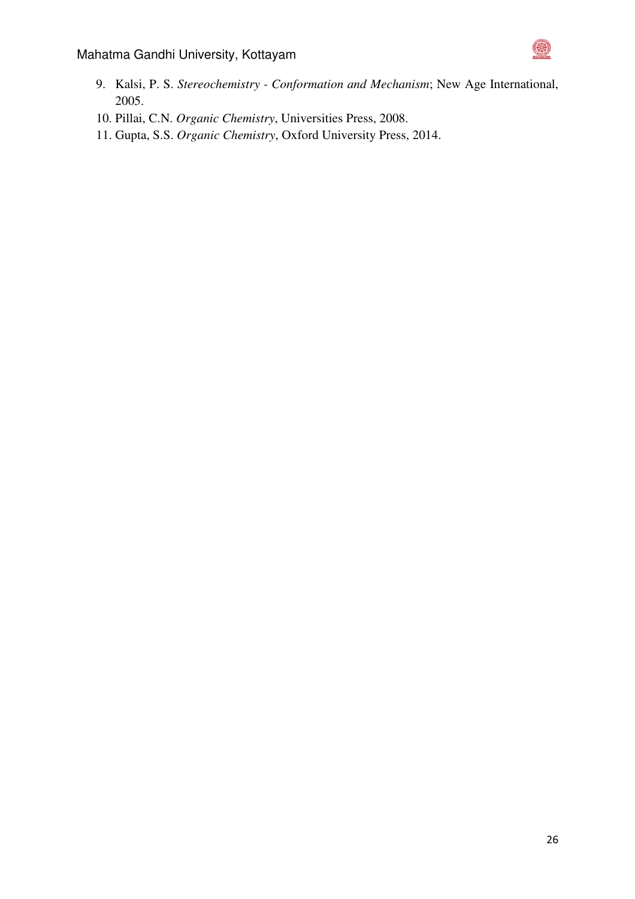9. Kalsi, P. S. *Stereochemistry - Conformation and Mechanism*; New Age International, 2005.
10. Pillai, C.N. *Organic Chemistry*, Universities Press, 2008.
11. Gupta, S.S. *Organic Chemistry*, Oxford University Press, 2014.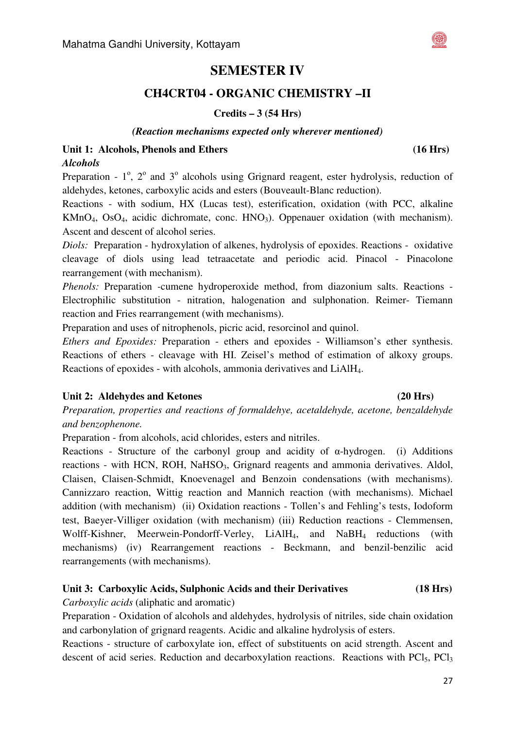# SEMESTER IV

## CH4CRT04 - ORGANIC CHEMISTRY –II

**Credits – 3 (54 Hrs)**

***(Reaction mechanisms expected only wherever mentioned)***

### Unit 1: Alcohols, Phenols and Ethers (16 Hrs)

***Alcohols***

Preparation - $1^o$, $2^o$ and $3^o$ alcohols using Grignard reagent, ester hydrolysis, reduction of aldehydes, ketones, carboxylic acids and esters (Bouveault-Blanc reduction).

Reactions - with sodium, HX (Lucas test), esterification, oxidation (with PCC, alkaline $KMnO_4$, $OsO_4$, acidic dichromate, conc. $HNO_3$). Oppenauer oxidation (with mechanism). Ascent and descent of alcohol series.

*Diols:* Preparation - hydroxylation of alkenes, hydrolysis of epoxides. Reactions - oxidative cleavage of diols using lead tetraacetate and periodic acid. Pinacol - Pinacolone rearrangement (with mechanism).

*Phenols:* Preparation -cumene hydroperoxide method, from diazonium salts. Reactions - Electrophilic substitution - nitration, halogenation and sulphonation. Reimer- Tiemann reaction and Fries rearrangement (with mechanisms).

Preparation and uses of nitrophenols, picric acid, resorcinol and quinol.

*Ethers and Epoxides:* Preparation - ethers and epoxides - Williamson's ether synthesis. Reactions of ethers - cleavage with HI. Zeisel's method of estimation of alkoxy groups. Reactions of epoxides - with alcohols, ammonia derivatives and $LiAlH_4$.

### Unit 2: Aldehydes and Ketones (20 Hrs)

*Preparation, properties and reactions of formaldehye, acetaldehyde, acetone, benzaldehyde and benzophenone.*

Preparation - from alcohols, acid chlorides, esters and nitriles.

Reactions - Structure of the carbonyl group and acidity of α-hydrogen. (i) Additions reactions - with HCN, ROH, $NaHSO_3$, Grignard reagents and ammonia derivatives. Aldol, Claisen, Claisen-Schmidt, Knoevenagel and Benzoin condensations (with mechanisms). Cannizzaro reaction, Wittig reaction and Mannich reaction (with mechanisms). Michael addition (with mechanism) (ii) Oxidation reactions - Tollen's and Fehling's tests, Iodoform test, Baeyer-Villiger oxidation (with mechanism) (iii) Reduction reactions - Clemmensen, Wolff-Kishner, Meerwein-Pondorff-Verley, $LiAlH_4$, and $NaBH_4$ reductions (with mechanisms) (iv) Rearrangement reactions - Beckmann, and benzil-benzilic acid rearrangements (with mechanisms).

### Unit 3: Carboxylic Acids, Sulphonic Acids and their Derivatives (18 Hrs)

*Carboxylic acids* (aliphatic and aromatic)

Preparation - Oxidation of alcohols and aldehydes, hydrolysis of nitriles, side chain oxidation and carbonylation of grignard reagents. Acidic and alkaline hydrolysis of esters.

Reactions - structure of carboxylate ion, effect of substituents on acid strength. Ascent and descent of acid series. Reduction and decarboxylation reactions. Reactions with $PCl_5$, $PCl_3$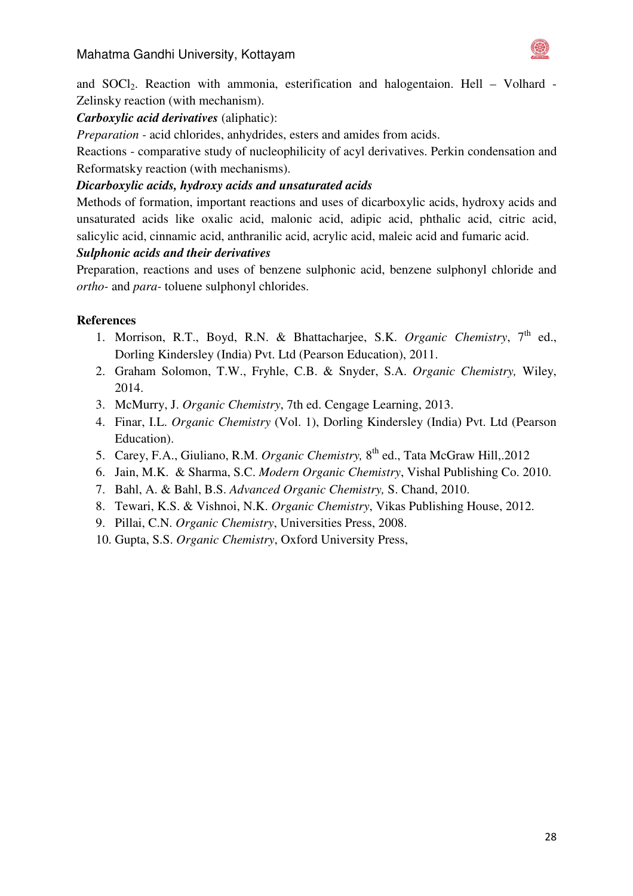and $SOCl_2$. Reaction with ammonia, esterification and halogentaion. Hell – Volhard - Zelinsky reaction (with mechanism).

***Carboxylic acid derivatives*** (aliphatic):

*Preparation* - acid chlorides, anhydrides, esters and amides from acids.

Reactions - comparative study of nucleophilicity of acyl derivatives. Perkin condensation and Reformatsky reaction (with mechanisms).

***Dicarboxylic acids, hydroxy acids and unsaturated acids***

Methods of formation, important reactions and uses of dicarboxylic acids, hydroxy acids and unsaturated acids like oxalic acid, malonic acid, adipic acid, phthalic acid, citric acid, salicylic acid, cinnamic acid, anthranilic acid, acrylic acid, maleic acid and fumaric acid.

***Sulphonic acids and their derivatives***

Preparation, reactions and uses of benzene sulphonic acid, benzene sulphonyl chloride and *ortho-* and *para-* toluene sulphonyl chlorides.

**References**

1. Morrison, R.T., Boyd, R.N. & Bhattacharjee, S.K. *Organic Chemistry*, 7th ed., Dorling Kindersley (India) Pvt. Ltd (Pearson Education), 2011.
2. Graham Solomon, T.W., Fryhle, C.B. & Snyder, S.A. *Organic Chemistry,* Wiley, 2014.
3. McMurry, J. *Organic Chemistry*, 7th ed. Cengage Learning, 2013.
4. Finar, I.L. *Organic Chemistry* (Vol. 1), Dorling Kindersley (India) Pvt. Ltd (Pearson Education).
5. Carey, F.A., Giuliano, R.M. *Organic Chemistry,* 8th ed., Tata McGraw Hill,.2012
6. Jain, M.K. & Sharma, S.C. *Modern Organic Chemistry*, Vishal Publishing Co. 2010.
7. Bahl, A. & Bahl, B.S. *Advanced Organic Chemistry,* S. Chand, 2010.
8. Tewari, K.S. & Vishnoi, N.K. *Organic Chemistry*, Vikas Publishing House, 2012.
9. Pillai, C.N. *Organic Chemistry*, Universities Press, 2008.
10. Gupta, S.S. *Organic Chemistry*, Oxford University Press,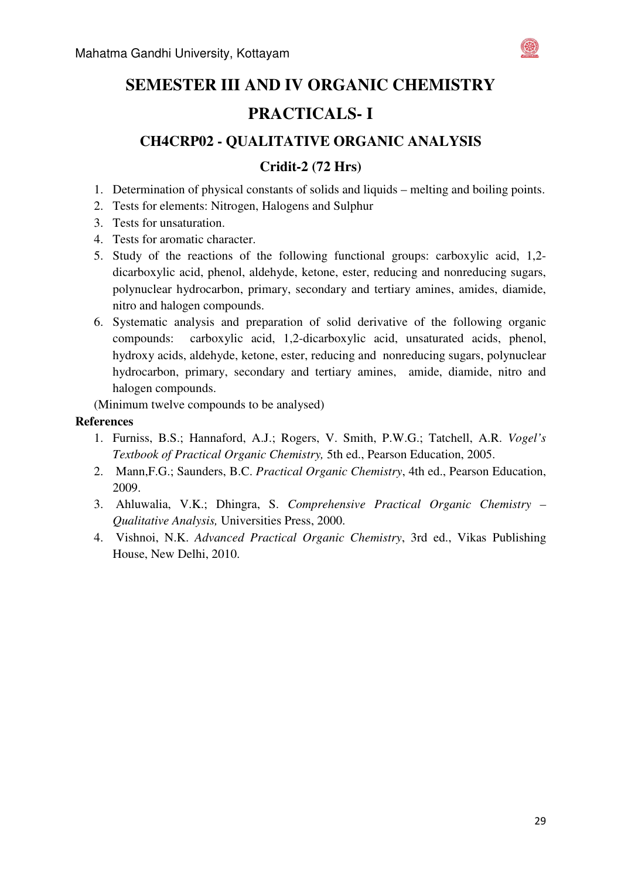# SEMESTER III AND IV ORGANIC CHEMISTRY PRACTICALS- I

## CH4CRP02 - QUALITATIVE ORGANIC ANALYSIS

### Cridit-2 (72 Hrs)

1. Determination of physical constants of solids and liquids – melting and boiling points.
2. Tests for elements: Nitrogen, Halogens and Sulphur
3. Tests for unsaturation.
4. Tests for aromatic character.
5. Study of the reactions of the following functional groups: carboxylic acid, 1,2-dicarboxylic acid, phenol, aldehyde, ketone, ester, reducing and nonreducing sugars, polynuclear hydrocarbon, primary, secondary and tertiary amines, amides, diamide, nitro and halogen compounds.
6. Systematic analysis and preparation of solid derivative of the following organic compounds: carboxylic acid, 1,2-dicarboxylic acid, unsaturated acids, phenol, hydroxy acids, aldehyde, ketone, ester, reducing and nonreducing sugars, polynuclear hydrocarbon, primary, secondary and tertiary amines, amide, diamide, nitro and halogen compounds.

(Minimum twelve compounds to be analysed)

**References**

1. Furniss, B.S.; Hannaford, A.J.; Rogers, V. Smith, P.W.G.; Tatchell, A.R. *Vogel's Textbook of Practical Organic Chemistry,* 5th ed., Pearson Education, 2005.
2. Mann,F.G.; Saunders, B.C. *Practical Organic Chemistry*, 4th ed., Pearson Education, 2009.
3. Ahluwalia, V.K.; Dhingra, S. *Comprehensive Practical Organic Chemistry – Qualitative Analysis,* Universities Press, 2000.
4. Vishnoi, N.K. *Advanced Practical Organic Chemistry*, 3rd ed., Vikas Publishing House, New Delhi, 2010.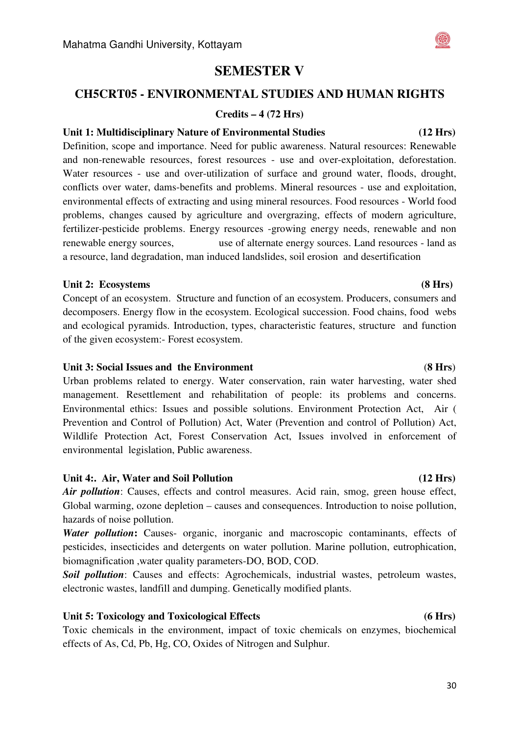# SEMESTER V

## CH5CRT05 - ENVIRONMENTAL STUDIES AND HUMAN RIGHTS

**Credits – 4 (72 Hrs)**

**Unit 1: Multidisciplinary Nature of Environmental Studies (12 Hrs)**

Definition, scope and importance. Need for public awareness. Natural resources: Renewable and non-renewable resources, forest resources - use and over-exploitation, deforestation. Water resources - use and over-utilization of surface and ground water, floods, drought, conflicts over water, dams-benefits and problems. Mineral resources - use and exploitation, environmental effects of extracting and using mineral resources. Food resources - World food problems, changes caused by agriculture and overgrazing, effects of modern agriculture, fertilizer-pesticide problems. Energy resources -growing energy needs, renewable and non renewable energy sources, use of alternate energy sources. Land resources - land as a resource, land degradation, man induced landslides, soil erosion and desertification

**Unit 2: Ecosystems (8 Hrs)**

Concept of an ecosystem. Structure and function of an ecosystem. Producers, consumers and decomposers. Energy flow in the ecosystem. Ecological succession. Food chains, food webs and ecological pyramids. Introduction, types, characteristic features, structure and function of the given ecosystem:- Forest ecosystem.

**Unit 3: Social Issues and the Environment (8 Hrs)**

Urban problems related to energy. Water conservation, rain water harvesting, water shed management. Resettlement and rehabilitation of people: its problems and concerns. Environmental ethics: Issues and possible solutions. Environment Protection Act, Air ( Prevention and Control of Pollution) Act, Water (Prevention and control of Pollution) Act, Wildlife Protection Act, Forest Conservation Act, Issues involved in enforcement of environmental legislation, Public awareness.

**Unit 4:. Air, Water and Soil Pollution (12 Hrs)**

***Air pollution***: Causes, effects and control measures. Acid rain, smog, green house effect, Global warming, ozone depletion – causes and consequences. Introduction to noise pollution, hazards of noise pollution.

***Water pollution*:** Causes- organic, inorganic and macroscopic contaminants, effects of pesticides, insecticides and detergents on water pollution. Marine pollution, eutrophication, biomagnification ,water quality parameters-DO, BOD, COD.

***Soil pollution***: Causes and effects: Agrochemicals, industrial wastes, petroleum wastes, electronic wastes, landfill and dumping. Genetically modified plants.

**Unit 5: Toxicology and Toxicological Effects (6 Hrs)**

Toxic chemicals in the environment, impact of toxic chemicals on enzymes, biochemical effects of As, Cd, Pb, Hg, CO, Oxides of Nitrogen and Sulphur.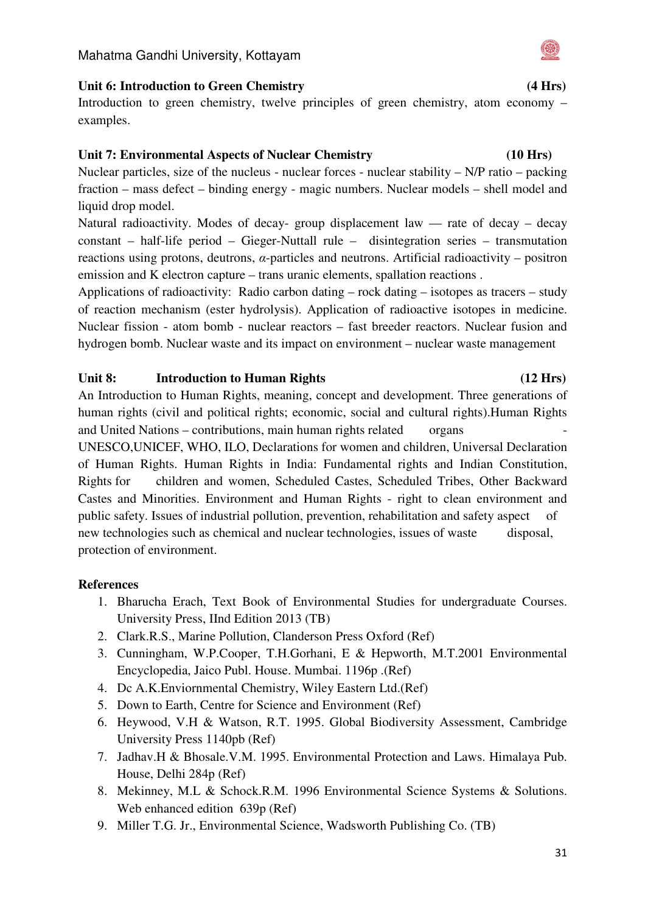### Unit 6: Introduction to Green Chemistry (4 Hrs)

Introduction to green chemistry, twelve principles of green chemistry, atom economy – examples.

### Unit 7: Environmental Aspects of Nuclear Chemistry (10 Hrs)

Nuclear particles, size of the nucleus - nuclear forces - nuclear stability – N/P ratio – packing fraction – mass defect – binding energy - magic numbers. Nuclear models – shell model and liquid drop model.

Natural radioactivity. Modes of decay- group displacement law — rate of decay – decay constant – half-life period – Gieger-Nuttall rule – disintegration series – transmutation reactions using protons, deutrons, $\alpha$-particles and neutrons. Artificial radioactivity – positron emission and K electron capture – trans uranic elements, spallation reactions .

Applications of radioactivity: Radio carbon dating – rock dating – isotopes as tracers – study of reaction mechanism (ester hydrolysis). Application of radioactive isotopes in medicine. Nuclear fission - atom bomb - nuclear reactors – fast breeder reactors. Nuclear fusion and hydrogen bomb. Nuclear waste and its impact on environment – nuclear waste management

### Unit 8: Introduction to Human Rights (12 Hrs)

An Introduction to Human Rights, meaning, concept and development. Three generations of human rights (civil and political rights; economic, social and cultural rights).Human Rights and United Nations – contributions, main human rights related organs - UNESCO,UNICEF, WHO, ILO, Declarations for women and children, Universal Declaration of Human Rights. Human Rights in India: Fundamental rights and Indian Constitution, Rights for children and women, Scheduled Castes, Scheduled Tribes, Other Backward Castes and Minorities. Environment and Human Rights - right to clean environment and public safety. Issues of industrial pollution, prevention, rehabilitation and safety aspect of new technologies such as chemical and nuclear technologies, issues of waste disposal, protection of environment.

### References

1. Bharucha Erach, Text Book of Environmental Studies for undergraduate Courses. University Press, IInd Edition 2013 (TB)
2. Clark.R.S., Marine Pollution, Clanderson Press Oxford (Ref)
3. Cunningham, W.P.Cooper, T.H.Gorhani, E & Hepworth, M.T.2001 Environmental Encyclopedia, Jaico Publ. House. Mumbai. 1196p .(Ref)
4. Dc A.K.Enviornmental Chemistry, Wiley Eastern Ltd.(Ref)
5. Down to Earth, Centre for Science and Environment (Ref)
6. Heywood, V.H & Watson, R.T. 1995. Global Biodiversity Assessment, Cambridge University Press 1140pb (Ref)
7. Jadhav.H & Bhosale.V.M. 1995. Environmental Protection and Laws. Himalaya Pub. House, Delhi 284p (Ref)
8. Mekinney, M.L & Schock.R.M. 1996 Environmental Science Systems & Solutions. Web enhanced edition 639p (Ref)
9. Miller T.G. Jr., Environmental Science, Wadsworth Publishing Co. (TB)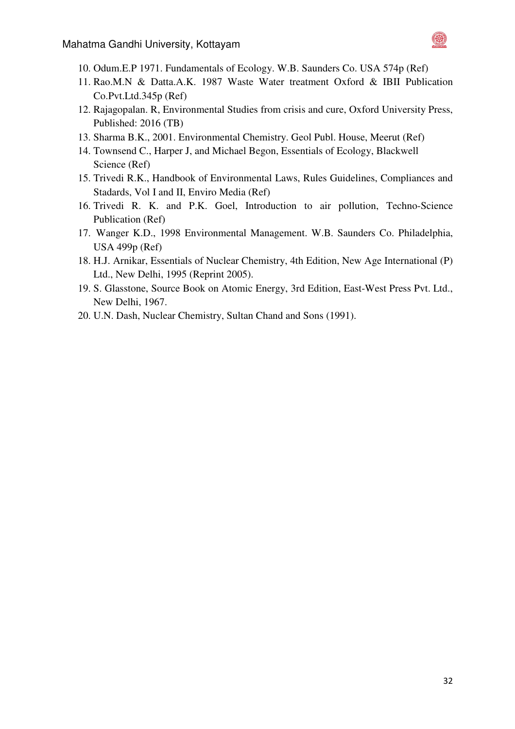10. Odum.E.P 1971. Fundamentals of Ecology. W.B. Saunders Co. USA 574p (Ref)
11. Rao.M.N & Datta.A.K. 1987 Waste Water treatment Oxford & IBII Publication Co.Pvt.Ltd.345p (Ref)
12. Rajagopalan. R, Environmental Studies from crisis and cure, Oxford University Press, Published: 2016 (TB)
13. Sharma B.K., 2001. Environmental Chemistry. Geol Publ. House, Meerut (Ref)
14. Townsend C., Harper J, and Michael Begon, Essentials of Ecology, Blackwell Science (Ref)
15. Trivedi R.K., Handbook of Environmental Laws, Rules Guidelines, Compliances and Stadards, Vol I and II, Enviro Media (Ref)
16. Trivedi R. K. and P.K. Goel, Introduction to air pollution, Techno-Science Publication (Ref)
17. Wanger K.D., 1998 Environmental Management. W.B. Saunders Co. Philadelphia, USA 499p (Ref)
18. H.J. Arnikar, Essentials of Nuclear Chemistry, 4th Edition, New Age International (P) Ltd., New Delhi, 1995 (Reprint 2005).
19. S. Glasstone, Source Book on Atomic Energy, 3rd Edition, East-West Press Pvt. Ltd., New Delhi, 1967.
20. U.N. Dash, Nuclear Chemistry, Sultan Chand and Sons (1991).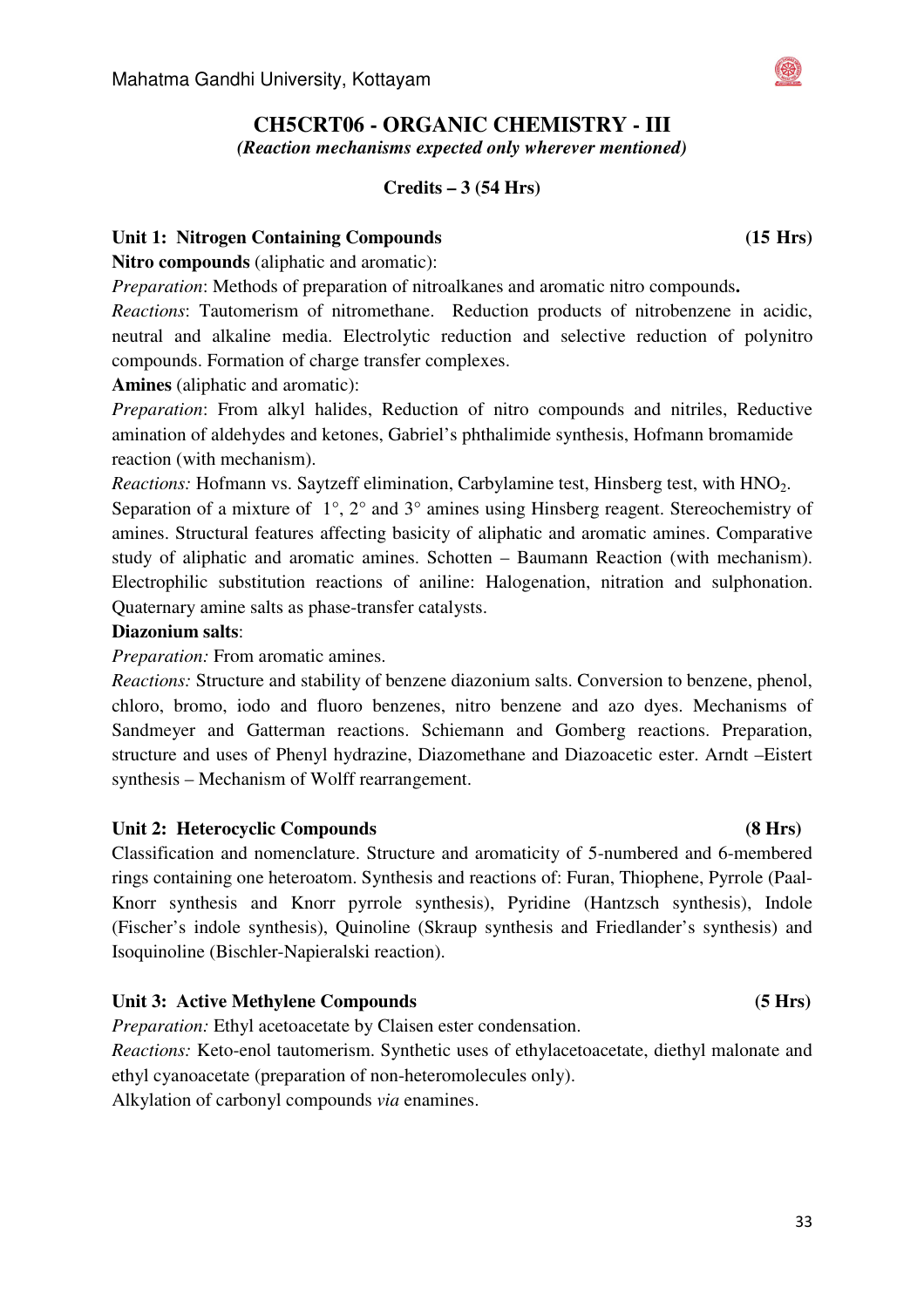Mahatma Gandhi University, Kottayam

## CH5CRT06 - ORGANIC CHEMISTRY - III

***(Reaction mechanisms expected only wherever mentioned)***

**Credits – 3 (54 Hrs)**

### Unit 1: Nitrogen Containing Compounds (15 Hrs)

**Nitro compounds** (aliphatic and aromatic):

*Preparation*: Methods of preparation of nitroalkanes and aromatic nitro compounds**.**

*Reactions*: Tautomerism of nitromethane. Reduction products of nitrobenzene in acidic, neutral and alkaline media. Electrolytic reduction and selective reduction of polynitro compounds. Formation of charge transfer complexes.

**Amines** (aliphatic and aromatic):

*Preparation*: From alkyl halides, Reduction of nitro compounds and nitriles, Reductive amination of aldehydes and ketones, Gabriel's phthalimide synthesis, Hofmann bromamide reaction (with mechanism).

*Reactions:* Hofmann vs. Saytzeff elimination, Carbylamine test, Hinsberg test, with $HNO_2$. Separation of a mixture of 1°, 2° and 3° amines using Hinsberg reagent. Stereochemistry of amines. Structural features affecting basicity of aliphatic and aromatic amines. Comparative study of aliphatic and aromatic amines. Schotten – Baumann Reaction (with mechanism). Electrophilic substitution reactions of aniline: Halogenation, nitration and sulphonation. Quaternary amine salts as phase-transfer catalysts.

**Diazonium salts**:

*Preparation:* From aromatic amines.

*Reactions:* Structure and stability of benzene diazonium salts. Conversion to benzene, phenol, chloro, bromo, iodo and fluoro benzenes, nitro benzene and azo dyes. Mechanisms of Sandmeyer and Gatterman reactions. Schiemann and Gomberg reactions. Preparation, structure and uses of Phenyl hydrazine, Diazomethane and Diazoacetic ester. Arndt –Eistert synthesis – Mechanism of Wolff rearrangement.

### Unit 2: Heterocyclic Compounds (8 Hrs)

Classification and nomenclature. Structure and aromaticity of 5-numbered and 6-membered rings containing one heteroatom. Synthesis and reactions of: Furan, Thiophene, Pyrrole (Paal-Knorr synthesis and Knorr pyrrole synthesis), Pyridine (Hantzsch synthesis), Indole (Fischer's indole synthesis), Quinoline (Skraup synthesis and Friedlander's synthesis) and Isoquinoline (Bischler-Napieralski reaction).

### Unit 3: Active Methylene Compounds (5 Hrs)

*Preparation:* Ethyl acetoacetate by Claisen ester condensation.

*Reactions:* Keto-enol tautomerism. Synthetic uses of ethylacetoacetate, diethyl malonate and ethyl cyanoacetate (preparation of non-heteromolecules only).

Alkylation of carbonyl compounds *via* enamines.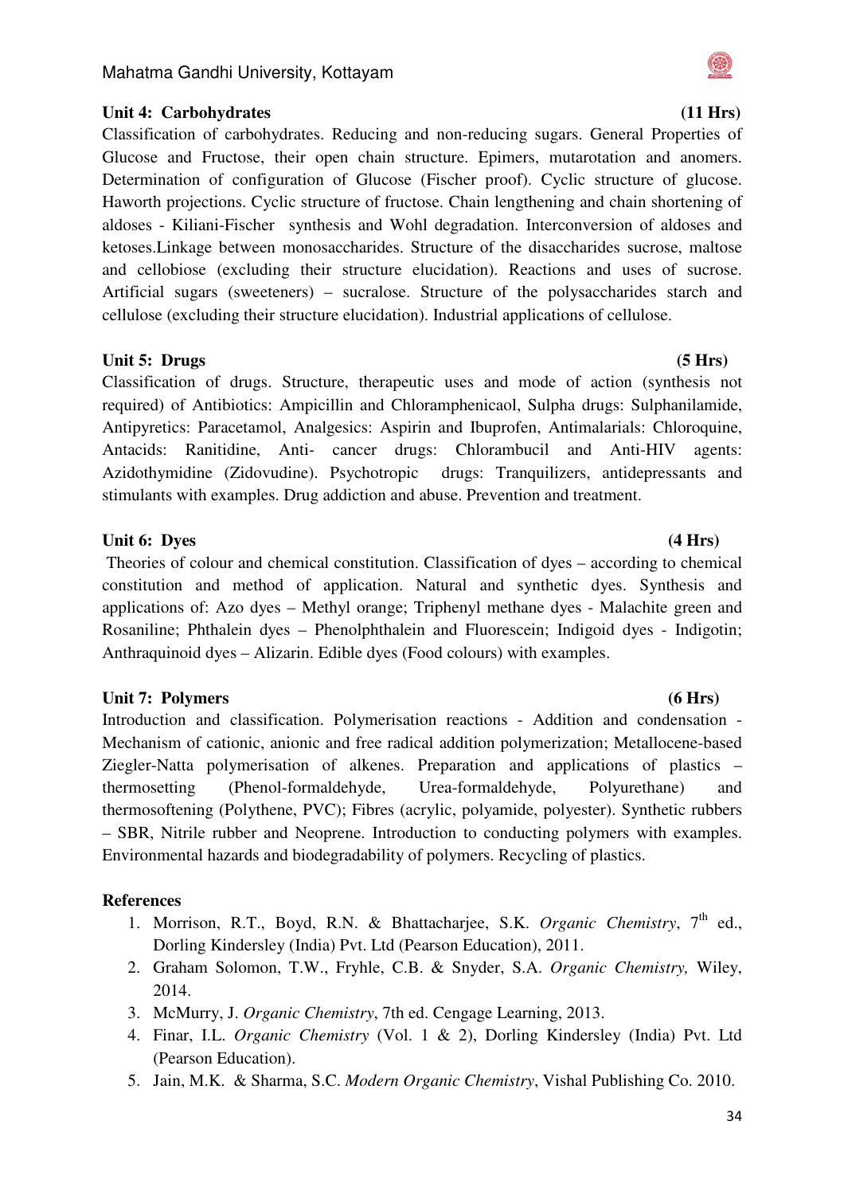**Unit 4: Carbohydrates (11 Hrs)**

Classification of carbohydrates. Reducing and non-reducing sugars. General Properties of Glucose and Fructose, their open chain structure. Epimers, mutarotation and anomers. Determination of configuration of Glucose (Fischer proof). Cyclic structure of glucose. Haworth projections. Cyclic structure of fructose. Chain lengthening and chain shortening of aldoses - Kiliani-Fischer synthesis and Wohl degradation. Interconversion of aldoses and ketoses.Linkage between monosaccharides. Structure of the disaccharides sucrose, maltose and cellobiose (excluding their structure elucidation). Reactions and uses of sucrose. Artificial sugars (sweeteners) – sucralose. Structure of the polysaccharides starch and cellulose (excluding their structure elucidation). Industrial applications of cellulose.

**Unit 5: Drugs (5 Hrs)**

Classification of drugs. Structure, therapeutic uses and mode of action (synthesis not required) of Antibiotics: Ampicillin and Chloramphenicaol, Sulpha drugs: Sulphanilamide, Antipyretics: Paracetamol, Analgesics: Aspirin and Ibuprofen, Antimalarials: Chloroquine, Antacids: Ranitidine, Anti- cancer drugs: Chlorambucil and Anti-HIV agents: Azidothymidine (Zidovudine). Psychotropic drugs: Tranquilizers, antidepressants and stimulants with examples. Drug addiction and abuse. Prevention and treatment.

**Unit 6: Dyes (4 Hrs)**

Theories of colour and chemical constitution. Classification of dyes – according to chemical constitution and method of application. Natural and synthetic dyes. Synthesis and applications of: Azo dyes – Methyl orange; Triphenyl methane dyes - Malachite green and Rosaniline; Phthalein dyes – Phenolphthalein and Fluorescein; Indigoid dyes - Indigotin; Anthraquinoid dyes – Alizarin. Edible dyes (Food colours) with examples.

**Unit 7: Polymers (6 Hrs)**

Introduction and classification. Polymerisation reactions - Addition and condensation - Mechanism of cationic, anionic and free radical addition polymerization; Metallocene-based Ziegler-Natta polymerisation of alkenes. Preparation and applications of plastics – thermosetting (Phenol-formaldehyde, Urea-formaldehyde, Polyurethane) and thermosoftening (Polythene, PVC); Fibres (acrylic, polyamide, polyester). Synthetic rubbers – SBR, Nitrile rubber and Neoprene. Introduction to conducting polymers with examples. Environmental hazards and biodegradability of polymers. Recycling of plastics.

**References**

1. Morrison, R.T., Boyd, R.N. & Bhattacharjee, S.K. *Organic Chemistry*, 7th ed., Dorling Kindersley (India) Pvt. Ltd (Pearson Education), 2011.
2. Graham Solomon, T.W., Fryhle, C.B. & Snyder, S.A. *Organic Chemistry,* Wiley, 2014.
3. McMurry, J. *Organic Chemistry*, 7th ed. Cengage Learning, 2013.
4. Finar, I.L. *Organic Chemistry* (Vol. 1 & 2), Dorling Kindersley (India) Pvt. Ltd (Pearson Education).
5. Jain, M.K. & Sharma, S.C. *Modern Organic Chemistry*, Vishal Publishing Co. 2010.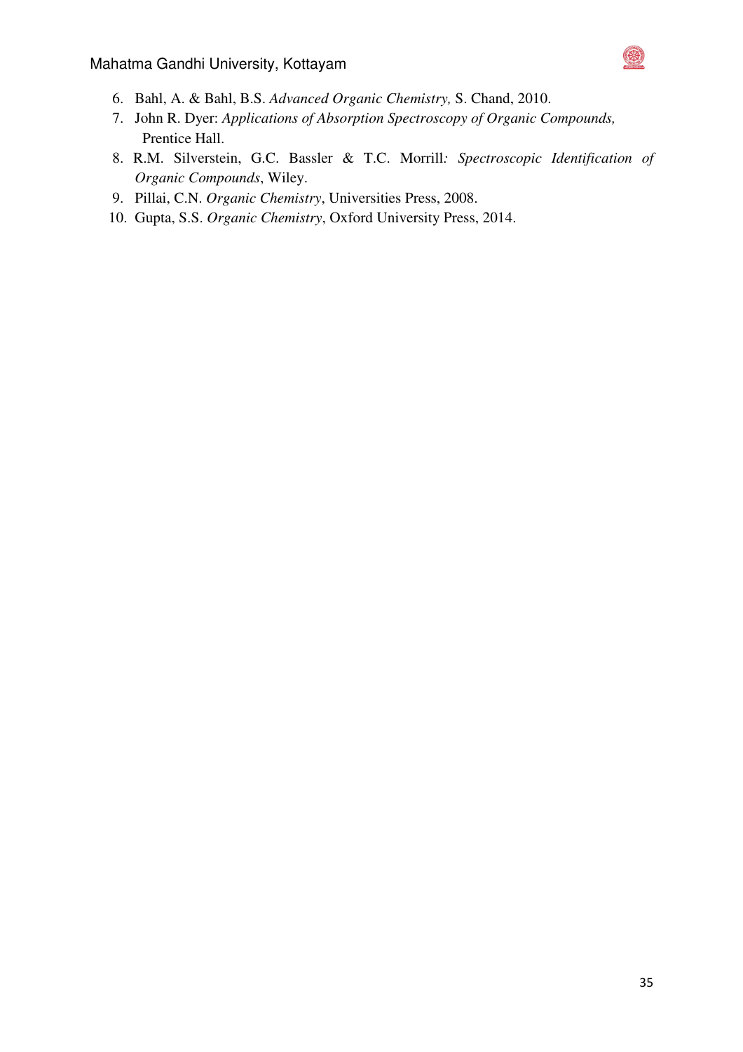6. Bahl, A. & Bahl, B.S. *Advanced Organic Chemistry,* S. Chand, 2010.
7. John R. Dyer: *Applications of Absorption Spectroscopy of Organic Compounds,* Prentice Hall.
8. R.M. Silverstein, G.C. Bassler & T.C. Morrill*: Spectroscopic Identification of Organic Compounds*, Wiley.
9. Pillai, C.N. *Organic Chemistry*, Universities Press, 2008.
10. Gupta, S.S. *Organic Chemistry*, Oxford University Press, 2014.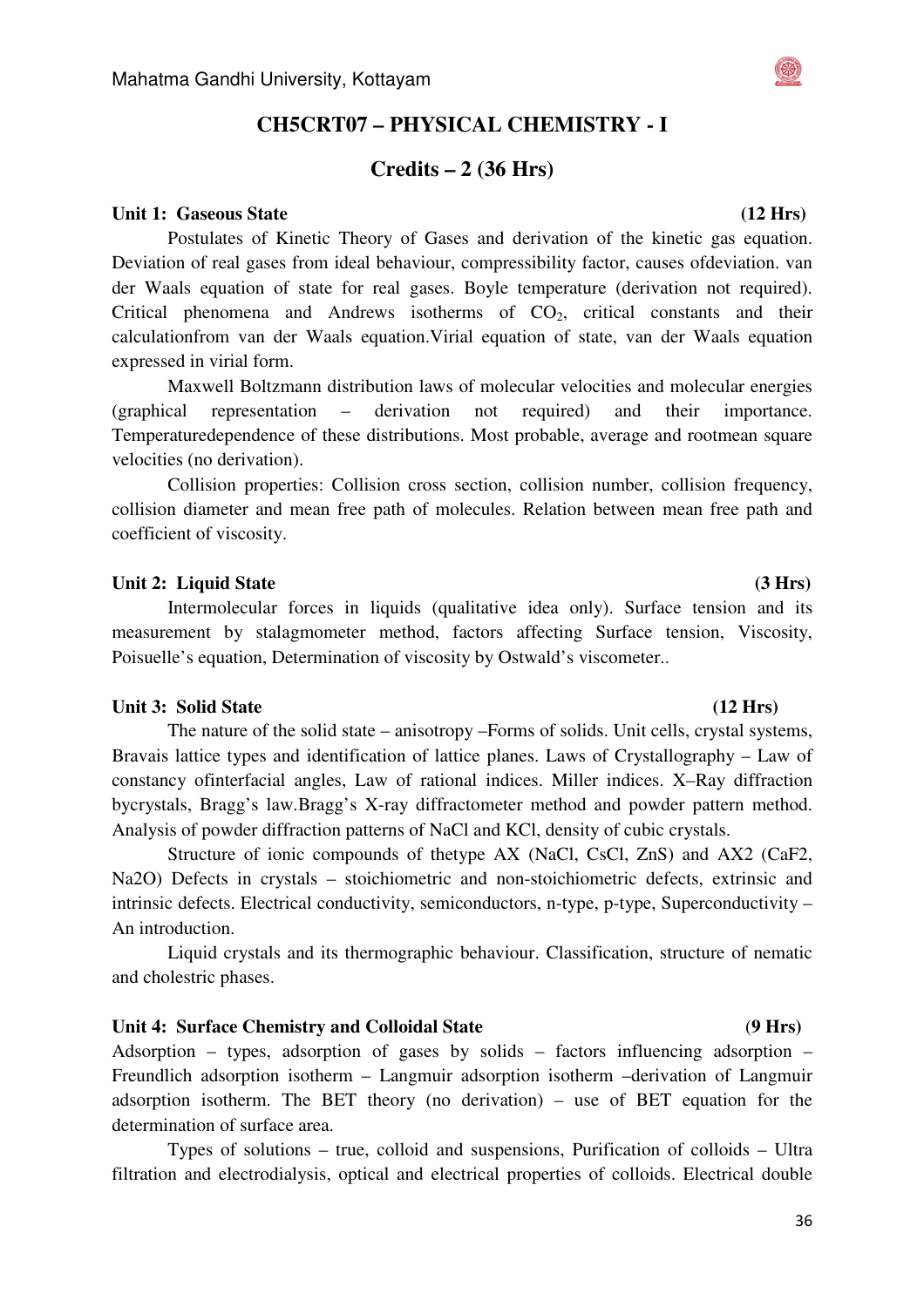## CH5CRT07 – PHYSICAL CHEMISTRY - I

### Credits – 2 (36 Hrs)

**Unit 1: Gaseous State (12 Hrs)**

Postulates of Kinetic Theory of Gases and derivation of the kinetic gas equation. Deviation of real gases from ideal behaviour, compressibility factor, causes ofdeviation. van der Waals equation of state for real gases. Boyle temperature (derivation not required). Critical phenomena and Andrews isotherms of $CO_2$, critical constants and their calculationfrom van der Waals equation.Virial equation of state, van der Waals equation expressed in virial form.

Maxwell Boltzmann distribution laws of molecular velocities and molecular energies (graphical representation – derivation not required) and their importance. Temperaturedependence of these distributions. Most probable, average and rootmean square velocities (no derivation).

Collision properties: Collision cross section, collision number, collision frequency, collision diameter and mean free path of molecules. Relation between mean free path and coefficient of viscosity.

**Unit 2: Liquid State (3 Hrs)**

Intermolecular forces in liquids (qualitative idea only). Surface tension and its measurement by stalagmometer method, factors affecting Surface tension, Viscosity, Poisuelle's equation, Determination of viscosity by Ostwald's viscometer..

**Unit 3: Solid State (12 Hrs)**

The nature of the solid state – anisotropy –Forms of solids. Unit cells, crystal systems, Bravais lattice types and identification of lattice planes. Laws of Crystallography – Law of constancy ofinterfacial angles, Law of rational indices. Miller indices. X–Ray diffraction bycrystals, Bragg's law.Bragg's X-ray diffractometer method and powder pattern method. Analysis of powder diffraction patterns of NaCl and KCl, density of cubic crystals.

Structure of ionic compounds of thetype AX (NaCl, CsCl, ZnS) and AX2 ($CaF_2$, $Na_2O$) Defects in crystals – stoichiometric and non-stoichiometric defects, extrinsic and intrinsic defects. Electrical conductivity, semiconductors, n-type, p-type, Superconductivity – An introduction.

Liquid crystals and its thermographic behaviour. Classification, structure of nematic and cholestric phases.

**Unit 4: Surface Chemistry and Colloidal State (9 Hrs)**

Adsorption – types, adsorption of gases by solids – factors influencing adsorption – Freundlich adsorption isotherm – Langmuir adsorption isotherm –derivation of Langmuir adsorption isotherm. The BET theory (no derivation) – use of BET equation for the determination of surface area.

Types of solutions – true, colloid and suspensions, Purification of colloids – Ultra filtration and electrodialysis, optical and electrical properties of colloids. Electrical double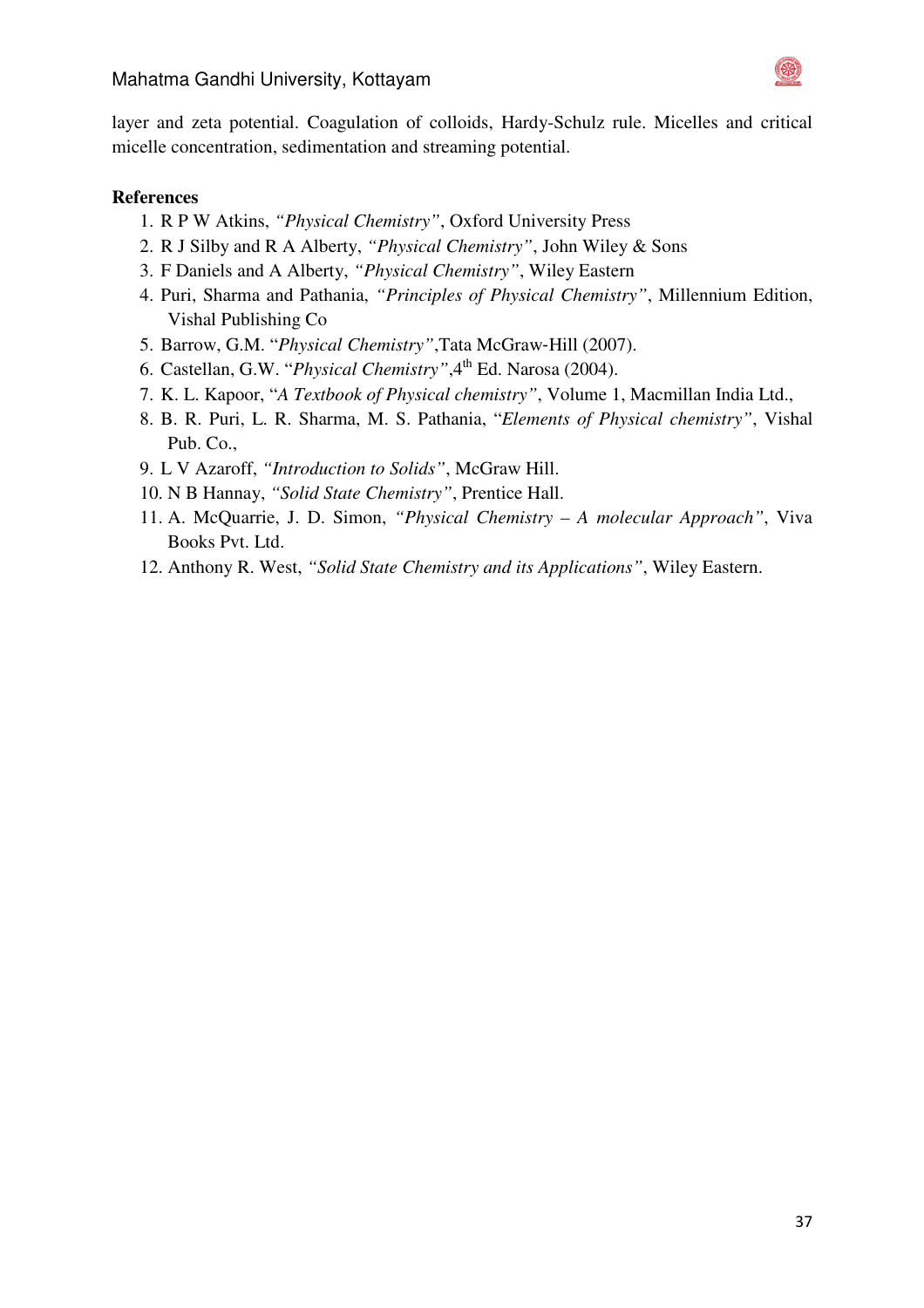layer and zeta potential. Coagulation of colloids, Hardy-Schulz rule. Micelles and critical micelle concentration, sedimentation and streaming potential.

**References**

1. R P W Atkins, *"Physical Chemistry"*, Oxford University Press
2. R J Silby and R A Alberty, *"Physical Chemistry"*, John Wiley & Sons
3. F Daniels and A Alberty, *"Physical Chemistry"*, Wiley Eastern
4. Puri, Sharma and Pathania, *"Principles of Physical Chemistry"*, Millennium Edition, Vishal Publishing Co
5. Barrow, G.M. "*Physical Chemistry"*,Tata McGraw-Hill (2007).
6. Castellan, G.W. "*Physical Chemistry"*,4th Ed. Narosa (2004).
7. K. L. Kapoor, "*A Textbook of Physical chemistry"*, Volume 1, Macmillan India Ltd.,
8. B. R. Puri, L. R. Sharma, M. S. Pathania, "*Elements of Physical chemistry"*, Vishal Pub. Co.,
9. L V Azaroff, *"Introduction to Solids"*, McGraw Hill.
10. N B Hannay, *"Solid State Chemistry"*, Prentice Hall.
11. A. McQuarrie, J. D. Simon, *"Physical Chemistry – A molecular Approach"*, Viva Books Pvt. Ltd.
12. Anthony R. West, *"Solid State Chemistry and its Applications"*, Wiley Eastern.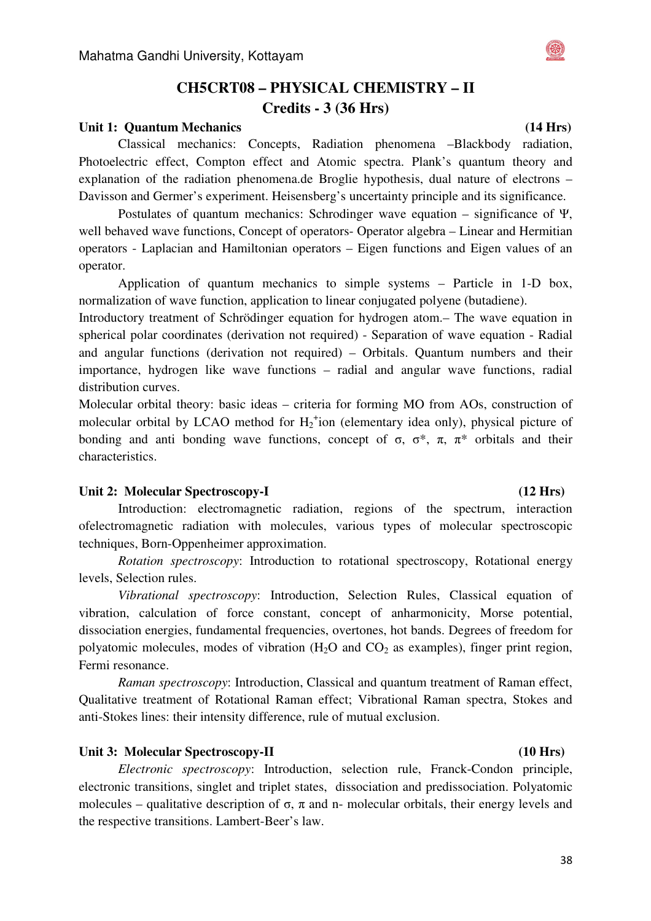# CH5CRT08 – PHYSICAL CHEMISTRY – II

## Credits - 3 (36 Hrs)

**Unit 1: Quantum Mechanics (14 Hrs)**

Classical mechanics: Concepts, Radiation phenomena –Blackbody radiation, Photoelectric effect, Compton effect and Atomic spectra. Plank's quantum theory and explanation of the radiation phenomena.de Broglie hypothesis, dual nature of electrons – Davisson and Germer's experiment. Heisensberg's uncertainty principle and its significance.

Postulates of quantum mechanics: Schrodinger wave equation – significance of $\Psi$, well behaved wave functions, Concept of operators- Operator algebra – Linear and Hermitian operators - Laplacian and Hamiltonian operators – Eigen functions and Eigen values of an operator.

Application of quantum mechanics to simple systems – Particle in 1-D box, normalization of wave function, application to linear conjugated polyene (butadiene).

Introductory treatment of Schrödinger equation for hydrogen atom.– The wave equation in spherical polar coordinates (derivation not required) - Separation of wave equation - Radial and angular functions (derivation not required) – Orbitals. Quantum numbers and their importance, hydrogen like wave functions – radial and angular wave functions, radial distribution curves.

Molecular orbital theory: basic ideas – criteria for forming MO from AOs, construction of molecular orbital by LCAO method for $H_2^+$ion (elementary idea only), physical picture of bonding and anti bonding wave functions, concept of $\sigma$, $\sigma^*$, $\pi$, $\pi^*$ orbitals and their characteristics.

**Unit 2: Molecular Spectroscopy-I (12 Hrs)**

Introduction: electromagnetic radiation, regions of the spectrum, interaction ofelectromagnetic radiation with molecules, various types of molecular spectroscopic techniques, Born-Oppenheimer approximation.

*Rotation spectroscopy*: Introduction to rotational spectroscopy, Rotational energy levels, Selection rules.

*Vibrational spectroscopy*: Introduction, Selection Rules, Classical equation of vibration, calculation of force constant, concept of anharmonicity, Morse potential, dissociation energies, fundamental frequencies, overtones, hot bands. Degrees of freedom for polyatomic molecules, modes of vibration ($H_2O$ and $CO_2$ as examples), finger print region, Fermi resonance.

*Raman spectroscopy*: Introduction, Classical and quantum treatment of Raman effect, Qualitative treatment of Rotational Raman effect; Vibrational Raman spectra, Stokes and anti-Stokes lines: their intensity difference, rule of mutual exclusion.

**Unit 3: Molecular Spectroscopy-II (10 Hrs)**

*Electronic spectroscopy*: Introduction, selection rule, Franck-Condon principle, electronic transitions, singlet and triplet states, dissociation and predissociation. Polyatomic molecules – qualitative description of $\sigma$, $\pi$ and n- molecular orbitals, their energy levels and the respective transitions. Lambert-Beer's law.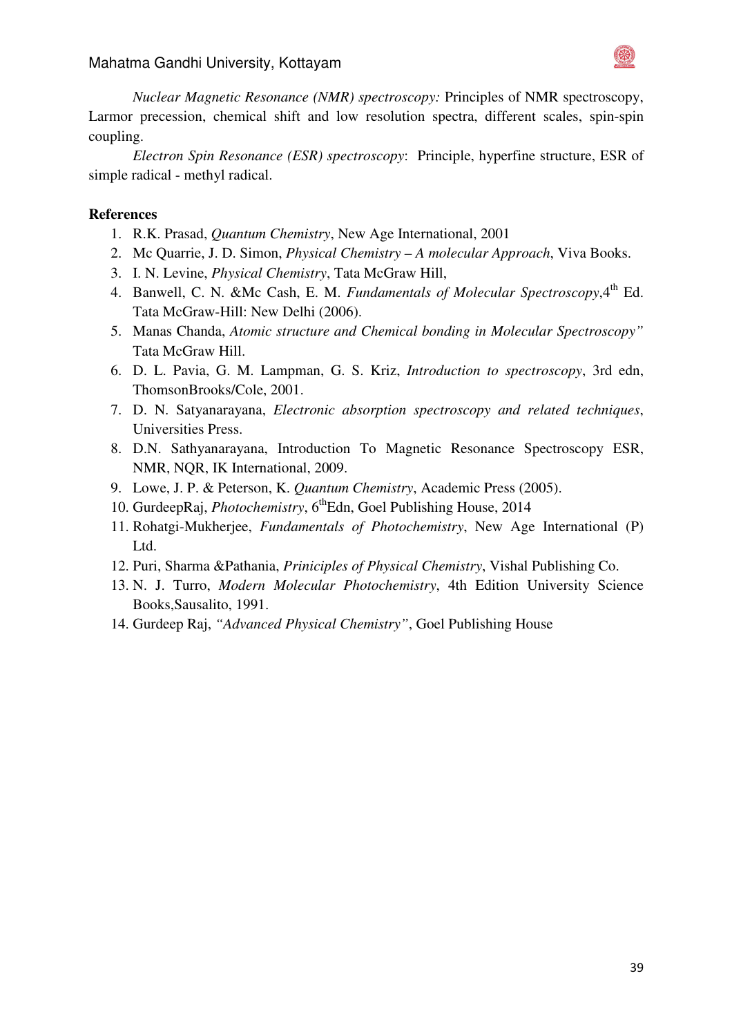*Nuclear Magnetic Resonance (NMR) spectroscopy:* Principles of NMR spectroscopy, Larmor precession, chemical shift and low resolution spectra, different scales, spin-spin coupling.

*Electron Spin Resonance (ESR) spectroscopy*: Principle, hyperfine structure, ESR of simple radical - methyl radical.

**References**

1. R.K. Prasad, *Quantum Chemistry*, New Age International, 2001
2. Mc Quarrie, J. D. Simon, *Physical Chemistry – A molecular Approach*, Viva Books.
3. I. N. Levine, *Physical Chemistry*, Tata McGraw Hill,
4. Banwell, C. N. &Mc Cash, E. M. *Fundamentals of Molecular Spectroscopy*,4th Ed. Tata McGraw-Hill: New Delhi (2006).
5. Manas Chanda, *Atomic structure and Chemical bonding in Molecular Spectroscopy"* Tata McGraw Hill.
6. D. L. Pavia, G. M. Lampman, G. S. Kriz, *Introduction to spectroscopy*, 3rd edn, ThomsonBrooks/Cole, 2001.
7. D. N. Satyanarayana, *Electronic absorption spectroscopy and related techniques*, Universities Press.
8. D.N. Sathyanarayana, Introduction To Magnetic Resonance Spectroscopy ESR, NMR, NQR, IK International, 2009.
9. Lowe, J. P. & Peterson, K. *Quantum Chemistry*, Academic Press (2005).
10. GurdeepRaj, *Photochemistry*, 6thEdn, Goel Publishing House, 2014
11. Rohatgi-Mukherjee, *Fundamentals of Photochemistry*, New Age International (P) Ltd.
12. Puri, Sharma &Pathania, *Priniciples of Physical Chemistry*, Vishal Publishing Co.
13. N. J. Turro, *Modern Molecular Photochemistry*, 4th Edition University Science Books,Sausalito, 1991.
14. Gurdeep Raj, *"Advanced Physical Chemistry"*, Goel Publishing House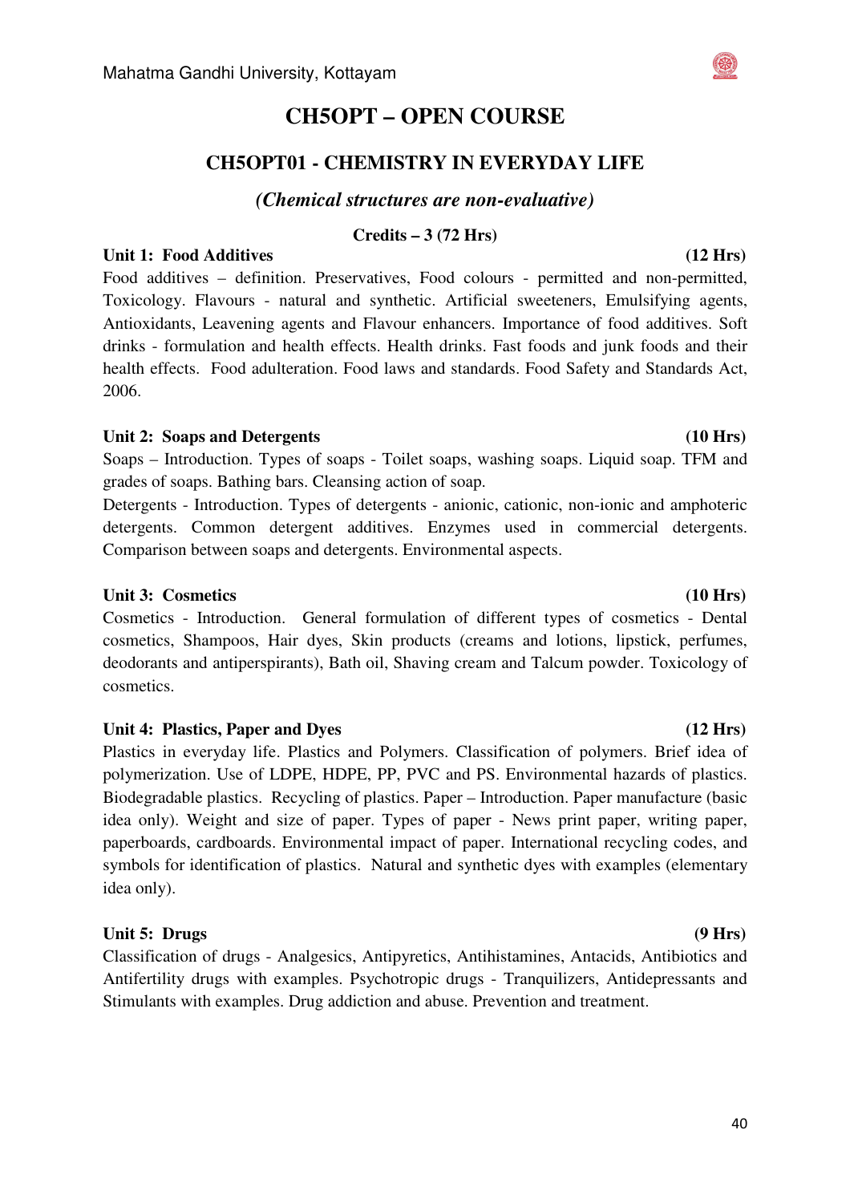# CH5OPT – OPEN COURSE

## CH5OPT01 - CHEMISTRY IN EVERYDAY LIFE

***(Chemical structures are non-evaluative)***

**Credits – 3 (72 Hrs)**

**Unit 1: Food Additives (12 Hrs)**

Food additives – definition. Preservatives, Food colours - permitted and non-permitted, Toxicology. Flavours - natural and synthetic. Artificial sweeteners, Emulsifying agents, Antioxidants, Leavening agents and Flavour enhancers. Importance of food additives. Soft drinks - formulation and health effects. Health drinks. Fast foods and junk foods and their health effects. Food adulteration. Food laws and standards. Food Safety and Standards Act, 2006.

**Unit 2: Soaps and Detergents (10 Hrs)**

Soaps – Introduction. Types of soaps - Toilet soaps, washing soaps. Liquid soap. TFM and grades of soaps. Bathing bars. Cleansing action of soap.

Detergents - Introduction. Types of detergents - anionic, cationic, non-ionic and amphoteric detergents. Common detergent additives. Enzymes used in commercial detergents. Comparison between soaps and detergents. Environmental aspects.

**Unit 3: Cosmetics (10 Hrs)**

Cosmetics - Introduction. General formulation of different types of cosmetics - Dental cosmetics, Shampoos, Hair dyes, Skin products (creams and lotions, lipstick, perfumes, deodorants and antiperspirants), Bath oil, Shaving cream and Talcum powder. Toxicology of cosmetics.

**Unit 4: Plastics, Paper and Dyes (12 Hrs)**

Plastics in everyday life. Plastics and Polymers. Classification of polymers. Brief idea of polymerization. Use of LDPE, HDPE, PP, PVC and PS. Environmental hazards of plastics. Biodegradable plastics. Recycling of plastics. Paper – Introduction. Paper manufacture (basic idea only). Weight and size of paper. Types of paper - News print paper, writing paper, paperboards, cardboards. Environmental impact of paper. International recycling codes, and symbols for identification of plastics. Natural and synthetic dyes with examples (elementary idea only).

**Unit 5: Drugs (9 Hrs)**

Classification of drugs - Analgesics, Antipyretics, Antihistamines, Antacids, Antibiotics and Antifertility drugs with examples. Psychotropic drugs - Tranquilizers, Antidepressants and Stimulants with examples. Drug addiction and abuse. Prevention and treatment.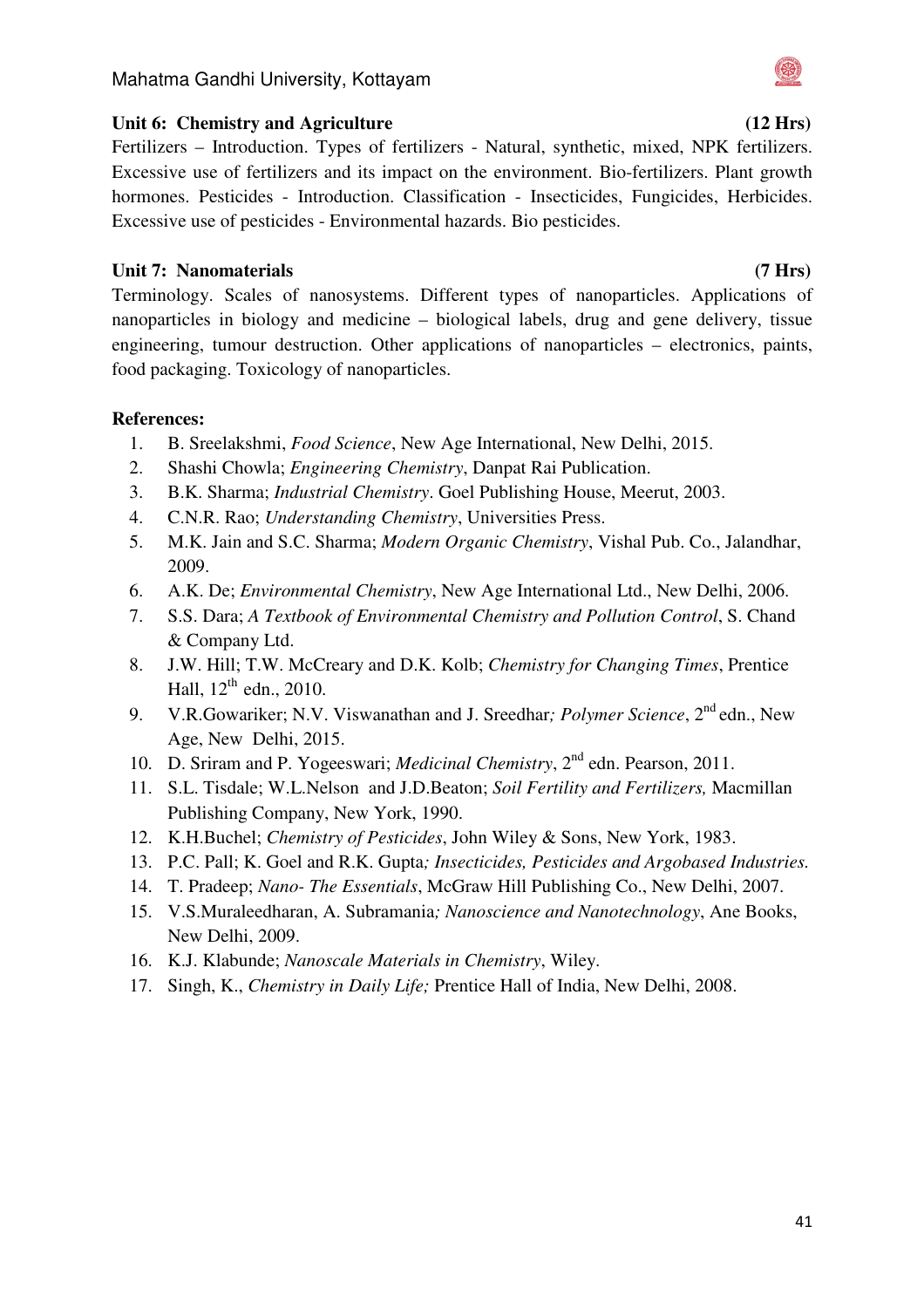**Unit 6: Chemistry and Agriculture (12 Hrs)**

Fertilizers – Introduction. Types of fertilizers - Natural, synthetic, mixed, NPK fertilizers. Excessive use of fertilizers and its impact on the environment. Bio-fertilizers. Plant growth hormones. Pesticides - Introduction. Classification - Insecticides, Fungicides, Herbicides. Excessive use of pesticides - Environmental hazards. Bio pesticides.

**Unit 7: Nanomaterials (7 Hrs)**

Terminology. Scales of nanosystems. Different types of nanoparticles. Applications of nanoparticles in biology and medicine – biological labels, drug and gene delivery, tissue engineering, tumour destruction. Other applications of nanoparticles – electronics, paints, food packaging. Toxicology of nanoparticles.

**References:**

1. B. Sreelakshmi, *Food Science*, New Age International, New Delhi, 2015.
2. Shashi Chowla; *Engineering Chemistry*, Danpat Rai Publication.
3. B.K. Sharma; *Industrial Chemistry*. Goel Publishing House, Meerut, 2003.
4. C.N.R. Rao; *Understanding Chemistry*, Universities Press.
5. M.K. Jain and S.C. Sharma; *Modern Organic Chemistry*, Vishal Pub. Co., Jalandhar, 2009.
6. A.K. De; *Environmental Chemistry*, New Age International Ltd., New Delhi, 2006.
7. S.S. Dara; *A Textbook of Environmental Chemistry and Pollution Control*, S. Chand & Company Ltd.
8. J.W. Hill; T.W. McCreary and D.K. Kolb; *Chemistry for Changing Times*, Prentice Hall, 12th edn., 2010.
9. V.R.Gowariker; N.V. Viswanathan and J. Sreedhar; *Polymer Science*, 2nd edn., New Age, New Delhi, 2015.
10. D. Sriram and P. Yogeeswari; *Medicinal Chemistry*, 2nd edn. Pearson, 2011.
11. S.L. Tisdale; W.L.Nelson and J.D.Beaton; *Soil Fertility and Fertilizers,* Macmillan Publishing Company, New York, 1990.
12. K.H.Buchel; *Chemistry of Pesticides*, John Wiley & Sons, New York, 1983.
13. P.C. Pall; K. Goel and R.K. Gupta; *Insecticides, Pesticides and Argobased Industries.*
14. T. Pradeep; *Nano- The Essentials*, McGraw Hill Publishing Co., New Delhi, 2007.
15. V.S.Muraleedharan, A. Subramania; *Nanoscience and Nanotechnology*, Ane Books, New Delhi, 2009.
16. K.J. Klabunde; *Nanoscale Materials in Chemistry*, Wiley.
17. Singh, K., *Chemistry in Daily Life;* Prentice Hall of India, New Delhi, 2008.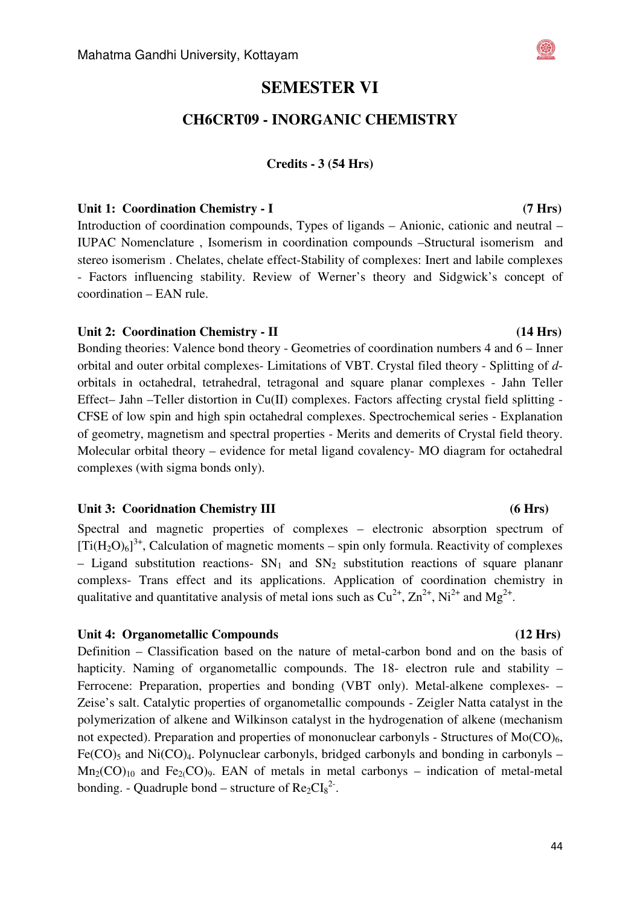# SEMESTER VI

## CH6CRT09 - INORGANIC CHEMISTRY

**Credits - 3 (54 Hrs)**

**Unit 1: Coordination Chemistry - I (7 Hrs)**

Introduction of coordination compounds, Types of ligands – Anionic, cationic and neutral – IUPAC Nomenclature , Isomerism in coordination compounds –Structural isomerism and stereo isomerism . Chelates, chelate effect-Stability of complexes: Inert and labile complexes - Factors influencing stability. Review of Werner's theory and Sidgwick's concept of coordination – EAN rule.

**Unit 2: Coordination Chemistry - II (14 Hrs)**

Bonding theories: Valence bond theory - Geometries of coordination numbers 4 and 6 – Inner orbital and outer orbital complexes- Limitations of VBT. Crystal filed theory - Splitting of *d*-orbitals in octahedral, tetrahedral, tetragonal and square planar complexes - Jahn Teller Effect– Jahn –Teller distortion in Cu(II) complexes. Factors affecting crystal field splitting - CFSE of low spin and high spin octahedral complexes. Spectrochemical series - Explanation of geometry, magnetism and spectral properties - Merits and demerits of Crystal field theory. Molecular orbital theory – evidence for metal ligand covalency- MO diagram for octahedral complexes (with sigma bonds only).

**Unit 3: Cooridnation Chemistry III (6 Hrs)**

Spectral and magnetic properties of complexes – electronic absorption spectrum of $[Ti(H_2O)_6]^{3+}$, Calculation of magnetic moments – spin only formula. Reactivity of complexes – Ligand substitution reactions- $SN_1$ and $SN_2$ substitution reactions of square plananr complexes- Trans effect and its applications. Application of coordination chemistry in qualitative and quantitative analysis of metal ions such as $Cu^{2+}$, $Zn^{2+}$, $Ni^{2+}$ and $Mg^{2+}$.

**Unit 4: Organometallic Compounds (12 Hrs)**

Definition – Classification based on the nature of metal-carbon bond and on the basis of hapticity. Naming of organometallic compounds. The 18- electron rule and stability – Ferrocene: Preparation, properties and bonding (VBT only). Metal-alkene complexes- – Zeise's salt. Catalytic properties of organometallic compounds - Zeigler Natta catalyst in the polymerization of alkene and Wilkinson catalyst in the hydrogenation of alkene (mechanism not expected). Preparation and properties of mononuclear carbonyls - Structures of $Mo(CO)_6$, $Fe(CO)_5$ and $Ni(CO)_4$. Polynuclear carbonyls, bridged carbonyls and bonding in carbonyls – $Mn_2(CO)_{10}$ and $Fe_2(CO)_9$. EAN of metals in metal carbonys – indication of metal-metal bonding. - Quadruple bond – structure of $Re_2CI_8^{2-}$.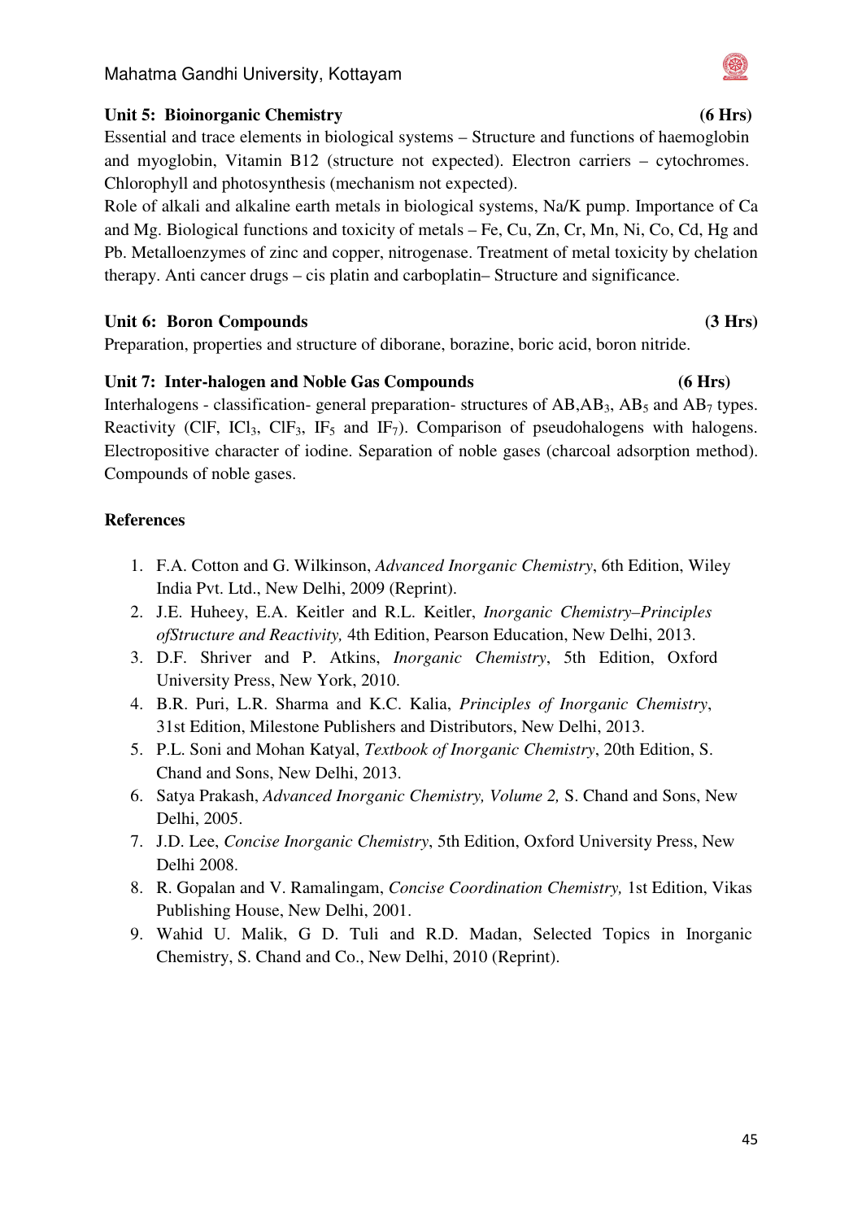**Unit 5: Bioinorganic Chemistry (6 Hrs)**

Essential and trace elements in biological systems – Structure and functions of haemoglobin and myoglobin, Vitamin B12 (structure not expected). Electron carriers – cytochromes. Chlorophyll and photosynthesis (mechanism not expected).

Role of alkali and alkaline earth metals in biological systems, Na/K pump. Importance of Ca and Mg. Biological functions and toxicity of metals – Fe, Cu, Zn, Cr, Mn, Ni, Co, Cd, Hg and Pb. Metalloenzymes of zinc and copper, nitrogenase. Treatment of metal toxicity by chelation therapy. Anti cancer drugs – cis platin and carboplatin– Structure and significance.

**Unit 6: Boron Compounds (3 Hrs)**

Preparation, properties and structure of diborane, borazine, boric acid, boron nitride.

**Unit 7: Inter-halogen and Noble Gas Compounds (6 Hrs)**

Interhalogens - classification- general preparation- structures of AB, $AB_3$, $AB_5$ and $AB_7$ types. Reactivity (ClF, $ICl_3$, $ClF_3$, $IF_5$ and $IF_7$). Comparison of pseudohalogens with halogens. Electropositive character of iodine. Separation of noble gases (charcoal adsorption method). Compounds of noble gases.

**References**

1. F.A. Cotton and G. Wilkinson, *Advanced Inorganic Chemistry*, 6th Edition, Wiley India Pvt. Ltd., New Delhi, 2009 (Reprint).
2. J.E. Huheey, E.A. Keitler and R.L. Keitler, *Inorganic Chemistry–Principles ofStructure and Reactivity,* 4th Edition, Pearson Education, New Delhi, 2013.
3. D.F. Shriver and P. Atkins, *Inorganic Chemistry*, 5th Edition, Oxford University Press, New York, 2010.
4. B.R. Puri, L.R. Sharma and K.C. Kalia, *Principles of Inorganic Chemistry*, 31st Edition, Milestone Publishers and Distributors, New Delhi, 2013.
5. P.L. Soni and Mohan Katyal, *Textbook of Inorganic Chemistry*, 20th Edition, S. Chand and Sons, New Delhi, 2013.
6. Satya Prakash, *Advanced Inorganic Chemistry, Volume 2,* S. Chand and Sons, New Delhi, 2005.
7. J.D. Lee, *Concise Inorganic Chemistry*, 5th Edition, Oxford University Press, New Delhi 2008.
8. R. Gopalan and V. Ramalingam, *Concise Coordination Chemistry,* 1st Edition, Vikas Publishing House, New Delhi, 2001.
9. Wahid U. Malik, G D. Tuli and R.D. Madan, Selected Topics in Inorganic Chemistry, S. Chand and Co., New Delhi, 2010 (Reprint).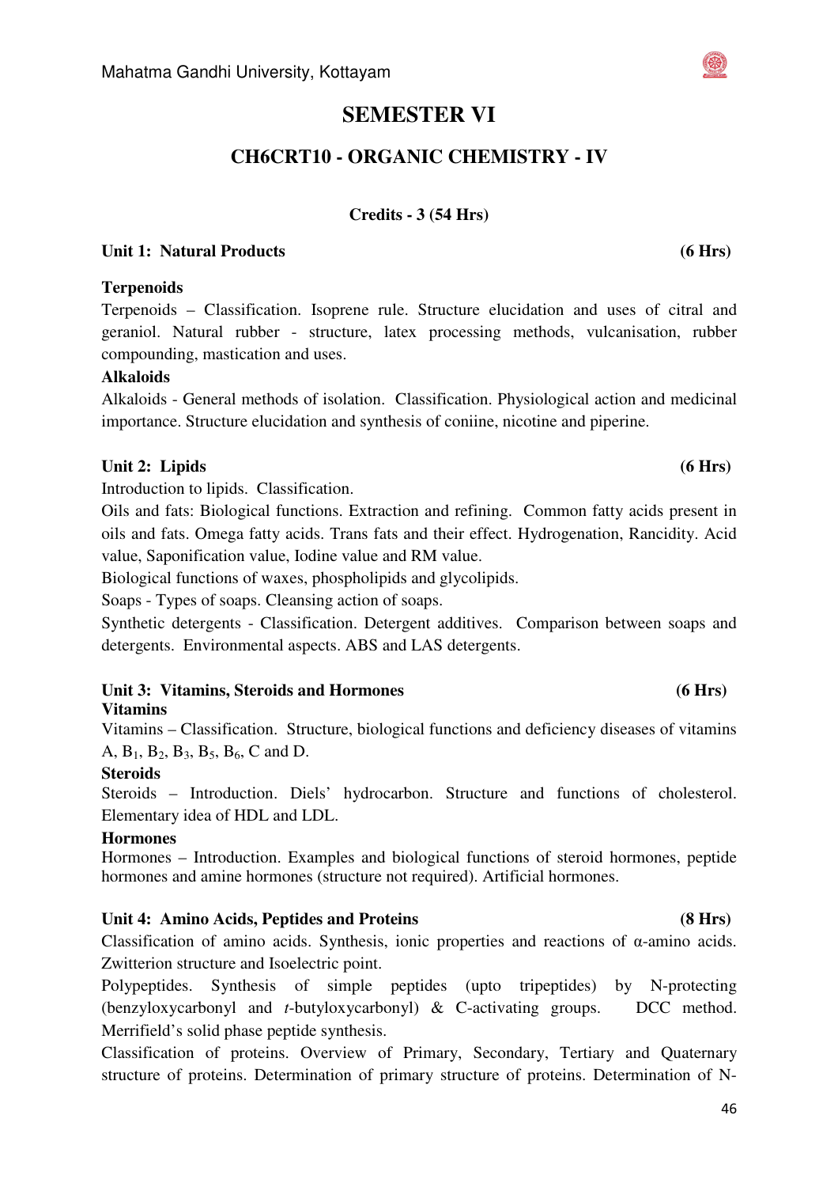# SEMESTER VI

## CH6CRT10 - ORGANIC CHEMISTRY - IV

**Credits - 3 (54 Hrs)**

**Unit 1: Natural Products (6 Hrs)**

**Terpenoids**

Terpenoids – Classification. Isoprene rule. Structure elucidation and uses of citral and geraniol. Natural rubber - structure, latex processing methods, vulcanisation, rubber compounding, mastication and uses.

**Alkaloids**

Alkaloids - General methods of isolation. Classification. Physiological action and medicinal importance. Structure elucidation and synthesis of coniine, nicotine and piperine.

**Unit 2: Lipids (6 Hrs)**

Introduction to lipids. Classification.

Oils and fats: Biological functions. Extraction and refining. Common fatty acids present in oils and fats. Omega fatty acids. Trans fats and their effect. Hydrogenation, Rancidity. Acid value, Saponification value, Iodine value and RM value.

Biological functions of waxes, phospholipids and glycolipids.

Soaps - Types of soaps. Cleansing action of soaps.

Synthetic detergents - Classification. Detergent additives. Comparison between soaps and detergents. Environmental aspects. ABS and LAS detergents.

**Unit 3: Vitamins, Steroids and Hormones (6 Hrs)**

**Vitamins**

Vitamins – Classification. Structure, biological functions and deficiency diseases of vitamins A, $B_1$, $B_2$, $B_3$, $B_5$, $B_6$, C and D.

**Steroids**

Steroids – Introduction. Diels' hydrocarbon. Structure and functions of cholesterol. Elementary idea of HDL and LDL.

**Hormones**

Hormones – Introduction. Examples and biological functions of steroid hormones, peptide hormones and amine hormones (structure not required). Artificial hormones.

**Unit 4: Amino Acids, Peptides and Proteins (8 Hrs)**

Classification of amino acids. Synthesis, ionic properties and reactions of α-amino acids. Zwitterion structure and Isoelectric point.

Polypeptides. Synthesis of simple peptides (upto tripeptides) by N-protecting (benzyloxycarbonyl and *t*-butyloxycarbonyl) & C-activating groups. DCC method. Merrifield's solid phase peptide synthesis.

Classification of proteins. Overview of Primary, Secondary, Tertiary and Quaternary structure of proteins. Determination of primary structure of proteins. Determination of N-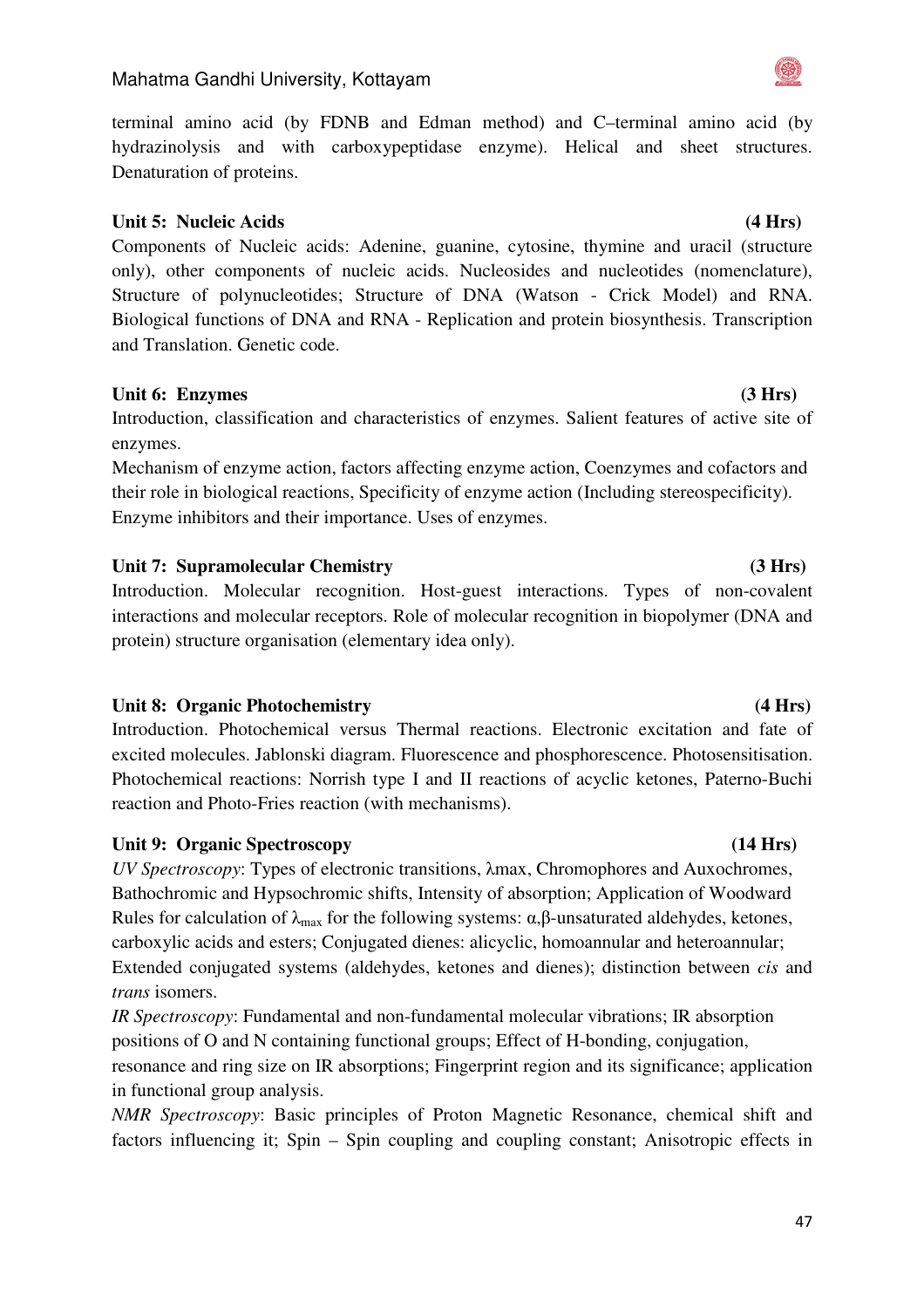terminal amino acid (by FDNB and Edman method) and C–terminal amino acid (by hydrazinolysis and with carboxypeptidase enzyme). Helical and sheet structures. Denaturation of proteins.

**Unit 5: Nucleic Acids (4 Hrs)**

Components of Nucleic acids: Adenine, guanine, cytosine, thymine and uracil (structure only), other components of nucleic acids. Nucleosides and nucleotides (nomenclature), Structure of polynucleotides; Structure of DNA (Watson - Crick Model) and RNA. Biological functions of DNA and RNA - Replication and protein biosynthesis. Transcription and Translation. Genetic code.

**Unit 6: Enzymes (3 Hrs)**

Introduction, classification and characteristics of enzymes. Salient features of active site of enzymes.

Mechanism of enzyme action, factors affecting enzyme action, Coenzymes and cofactors and their role in biological reactions, Specificity of enzyme action (Including stereospecificity). Enzyme inhibitors and their importance. Uses of enzymes.

**Unit 7: Supramolecular Chemistry (3 Hrs)**

Introduction. Molecular recognition. Host-guest interactions. Types of non-covalent interactions and molecular receptors. Role of molecular recognition in biopolymer (DNA and protein) structure organisation (elementary idea only).

**Unit 8: Organic Photochemistry (4 Hrs)**

Introduction. Photochemical versus Thermal reactions. Electronic excitation and fate of excited molecules. Jablonski diagram. Fluorescence and phosphorescence. Photosensitisation. Photochemical reactions: Norrish type I and II reactions of acyclic ketones, Paterno-Buchi reaction and Photo-Fries reaction (with mechanisms).

**Unit 9: Organic Spectroscopy (14 Hrs)**

*UV Spectroscopy*: Types of electronic transitions, λmax, Chromophores and Auxochromes, Bathochromic and Hypsochromic shifts, Intensity of absorption; Application of Woodward Rules for calculation of $\lambda_{max}$ for the following systems: α,β-unsaturated aldehydes, ketones, carboxylic acids and esters; Conjugated dienes: alicyclic, homoannular and heteroannular; Extended conjugated systems (aldehydes, ketones and dienes); distinction between *cis* and *trans* isomers.

*IR Spectroscopy*: Fundamental and non-fundamental molecular vibrations; IR absorption positions of O and N containing functional groups; Effect of H-bonding, conjugation, resonance and ring size on IR absorptions; Fingerprint region and its significance; application in functional group analysis.

*NMR Spectroscopy*: Basic principles of Proton Magnetic Resonance, chemical shift and factors influencing it; Spin – Spin coupling and coupling constant; Anisotropic effects in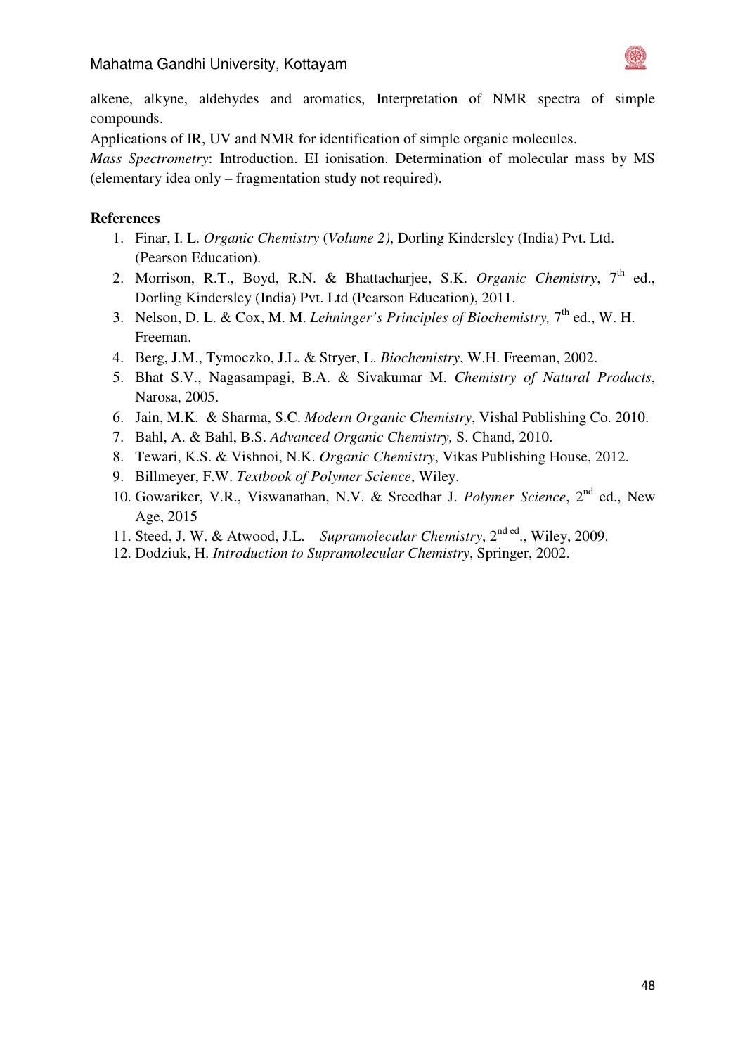alkene, alkyne, aldehydes and aromatics, Interpretation of NMR spectra of simple compounds.

Applications of IR, UV and NMR for identification of simple organic molecules.

*Mass Spectrometry*: Introduction. EI ionisation. Determination of molecular mass by MS (elementary idea only – fragmentation study not required).

**References**

1. Finar, I. L. *Organic Chemistry* (*Volume 2)*, Dorling Kindersley (India) Pvt. Ltd. (Pearson Education).
2. Morrison, R.T., Boyd, R.N. & Bhattacharjee, S.K. *Organic Chemistry*, 7th ed., Dorling Kindersley (India) Pvt. Ltd (Pearson Education), 2011.
3. Nelson, D. L. & Cox, M. M. *Lehninger's Principles of Biochemistry,* 7th ed., W. H. Freeman.
4. Berg, J.M., Tymoczko, J.L. & Stryer, L. *Biochemistry*, W.H. Freeman, 2002.
5. Bhat S.V., Nagasampagi, B.A. & Sivakumar M. *Chemistry of Natural Products*, Narosa, 2005.
6. Jain, M.K. & Sharma, S.C. *Modern Organic Chemistry*, Vishal Publishing Co. 2010.
7. Bahl, A. & Bahl, B.S. *Advanced Organic Chemistry,* S. Chand, 2010.
8. Tewari, K.S. & Vishnoi, N.K. *Organic Chemistry*, Vikas Publishing House, 2012.
9. Billmeyer, F.W. *Textbook of Polymer Science*, Wiley.
10. Gowariker, V.R., Viswanathan, N.V. & Sreedhar J. *Polymer Science*, 2nd ed., New Age, 2015
11. Steed, J. W. & Atwood, J.L. *Supramolecular Chemistry*, 2nd ed., Wiley, 2009.
12. Dodziuk, H. *Introduction to Supramolecular Chemistry*, Springer, 2002.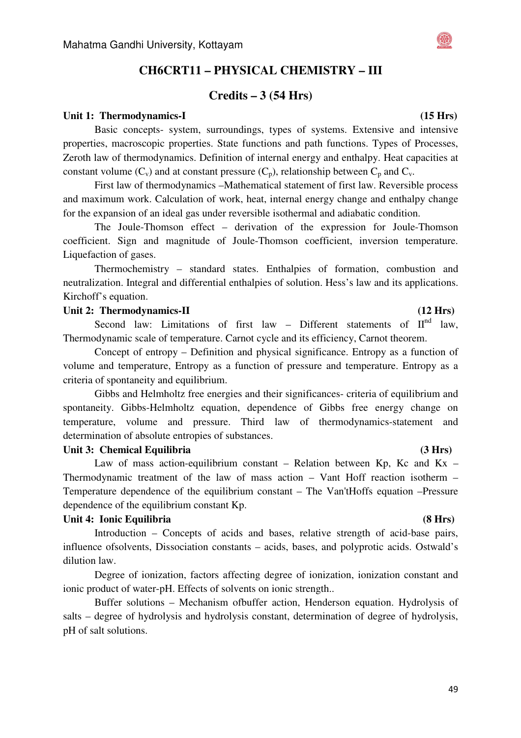# CH6CRT11 – PHYSICAL CHEMISTRY – III

## Credits – 3 (54 Hrs)

**Unit 1: Thermodynamics-I (15 Hrs)**

Basic concepts- system, surroundings, types of systems. Extensive and intensive properties, macroscopic properties. State functions and path functions. Types of Processes, Zeroth law of thermodynamics. Definition of internal energy and enthalpy. Heat capacities at constant volume ($C_v$) and at constant pressure ($C_p$), relationship between $C_p$ and $C_v$.

First law of thermodynamics –Mathematical statement of first law. Reversible process and maximum work. Calculation of work, heat, internal energy change and enthalpy change for the expansion of an ideal gas under reversible isothermal and adiabatic condition.

The Joule-Thomson effect – derivation of the expression for Joule-Thomson coefficient. Sign and magnitude of Joule-Thomson coefficient, inversion temperature. Liquefaction of gases.

Thermochemistry – standard states. Enthalpies of formation, combustion and neutralization. Integral and differential enthalpies of solution. Hess's law and its applications. Kirchoff's equation.

**Unit 2: Thermodynamics-II (12 Hrs)**

Second law: Limitations of first law – Different statements of II$^{nd}$ law, Thermodynamic scale of temperature. Carnot cycle and its efficiency, Carnot theorem.

Concept of entropy – Definition and physical significance. Entropy as a function of volume and temperature, Entropy as a function of pressure and temperature. Entropy as a criteria of spontaneity and equilibrium.

Gibbs and Helmholtz free energies and their significances- criteria of equilibrium and spontaneity. Gibbs-Helmholtz equation, dependence of Gibbs free energy change on temperature, volume and pressure. Third law of thermodynamics-statement and determination of absolute entropies of substances.

**Unit 3: Chemical Equilibria (3 Hrs)**

Law of mass action-equilibrium constant – Relation between Kp, Kc and Kx – Thermodynamic treatment of the law of mass action – Vant Hoff reaction isotherm – Temperature dependence of the equilibrium constant – The Van'tHoffs equation –Pressure dependence of the equilibrium constant Kp.

**Unit 4: Ionic Equilibria (8 Hrs)**

Introduction – Concepts of acids and bases, relative strength of acid-base pairs, influence ofsolvents, Dissociation constants – acids, bases, and polyprotic acids. Ostwald's dilution law.

Degree of ionization, factors affecting degree of ionization, ionization constant and ionic product of water-pH. Effects of solvents on ionic strength..

Buffer solutions – Mechanism ofbuffer action, Henderson equation. Hydrolysis of salts – degree of hydrolysis and hydrolysis constant, determination of degree of hydrolysis, pH of salt solutions.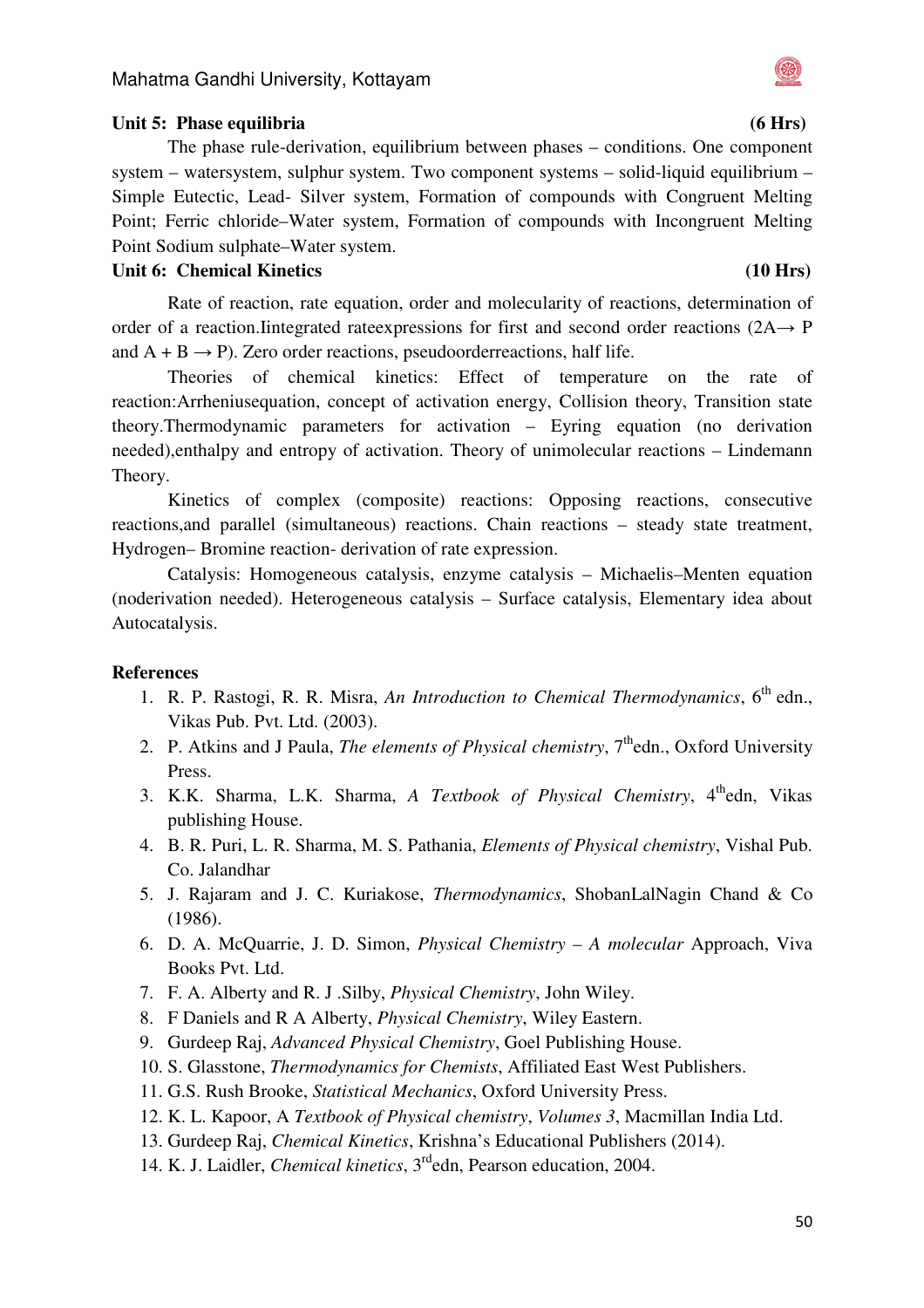**Unit 5: Phase equilibria** **(6 Hrs)**

The phase rule-derivation, equilibrium between phases – conditions. One component system – watersystem, sulphur system. Two component systems – solid-liquid equilibrium – Simple Eutectic, Lead- Silver system, Formation of compounds with Congruent Melting Point; Ferric chloride–Water system, Formation of compounds with Incongruent Melting Point Sodium sulphate–Water system.

**Unit 6: Chemical Kinetics** **(10 Hrs)**

Rate of reaction, rate equation, order and molecularity of reactions, determination of order of a reaction.Iintegrated rateexpressions for first and second order reactions ($2A \rightarrow P$ and $A + B \rightarrow P$). Zero order reactions, pseudoorderreactions, half life.

Theories of chemical kinetics: Effect of temperature on the rate of reaction:Arrheniusequation, concept of activation energy, Collision theory, Transition state theory.Thermodynamic parameters for activation – Eyring equation (no derivation needed),enthalpy and entropy of activation. Theory of unimolecular reactions – Lindemann Theory.

Kinetics of complex (composite) reactions: Opposing reactions, consecutive reactions,and parallel (simultaneous) reactions. Chain reactions – steady state treatment, Hydrogen– Bromine reaction- derivation of rate expression.

Catalysis: Homogeneous catalysis, enzyme catalysis – Michaelis–Menten equation (noderivation needed). Heterogeneous catalysis – Surface catalysis, Elementary idea about Autocatalysis.

**References**

1. R. P. Rastogi, R. R. Misra, *An Introduction to Chemical Thermodynamics*, 6th edn., Vikas Pub. Pvt. Ltd. (2003).
2. P. Atkins and J Paula, *The elements of Physical chemistry*, 7thedn., Oxford University Press.
3. K.K. Sharma, L.K. Sharma, *A Textbook of Physical Chemistry*, 4thedn, Vikas publishing House.
4. B. R. Puri, L. R. Sharma, M. S. Pathania, *Elements of Physical chemistry*, Vishal Pub. Co. Jalandhar
5. J. Rajaram and J. C. Kuriakose, *Thermodynamics*, ShobanLalNagin Chand & Co (1986).
6. D. A. McQuarrie, J. D. Simon, *Physical Chemistry – A molecular* Approach, Viva Books Pvt. Ltd.
7. F. A. Alberty and R. J .Silby, *Physical Chemistry*, John Wiley.
8. F Daniels and R A Alberty, *Physical Chemistry*, Wiley Eastern.
9. Gurdeep Raj, *Advanced Physical Chemistry*, Goel Publishing House.
10. S. Glasstone, *Thermodynamics for Chemists*, Affiliated East West Publishers.
11. G.S. Rush Brooke, *Statistical Mechanics*, Oxford University Press.
12. K. L. Kapoor, A *Textbook of Physical chemistry*, *Volumes 3*, Macmillan India Ltd.
13. Gurdeep Raj, *Chemical Kinetics*, Krishna's Educational Publishers (2014).
14. K. J. Laidler, *Chemical kinetics*, 3rdedn, Pearson education, 2004.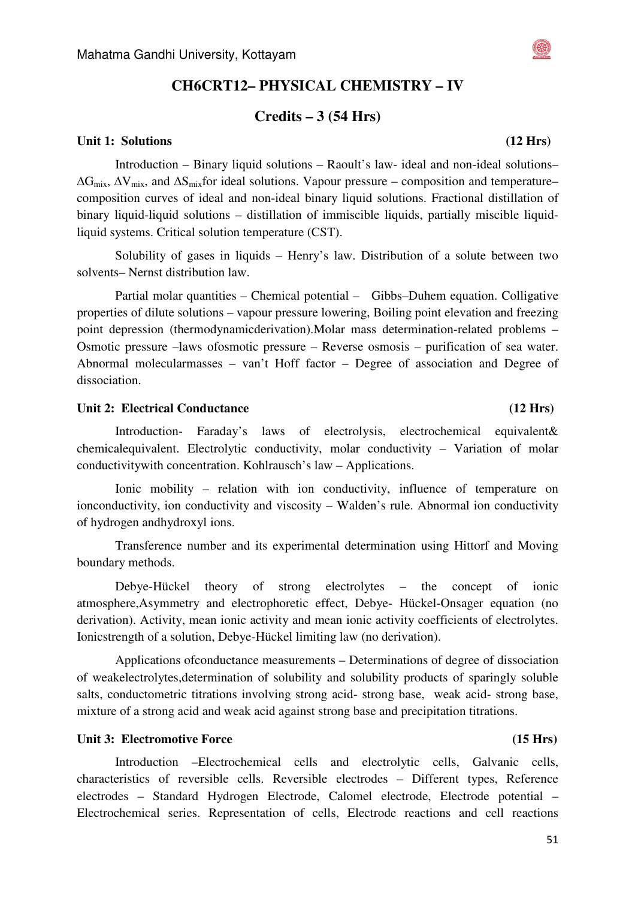## CH6CRT12– PHYSICAL CHEMISTRY – IV

### Credits – 3 (54 Hrs)

**Unit 1: Solutions (12 Hrs)**

Introduction – Binary liquid solutions – Raoult's law- ideal and non-ideal solutions– $\Delta G_{mix}$, $\Delta V_{mix}$, and $\Delta S_{mix}$for ideal solutions. Vapour pressure – composition and temperature–composition curves of ideal and non-ideal binary liquid solutions. Fractional distillation of binary liquid-liquid solutions – distillation of immiscible liquids, partially miscible liquid-liquid systems. Critical solution temperature (CST).

Solubility of gases in liquids – Henry's law. Distribution of a solute between two solvents– Nernst distribution law.

Partial molar quantities – Chemical potential – Gibbs–Duhem equation. Colligative properties of dilute solutions – vapour pressure lowering, Boiling point elevation and freezing point depression (thermodynamicderivation).Molar mass determination-related problems – Osmotic pressure –laws ofosmotic pressure – Reverse osmosis – purification of sea water. Abnormal molecularmasses – van't Hoff factor – Degree of association and Degree of dissociation.

**Unit 2: Electrical Conductance (12 Hrs)**

Introduction- Faraday's laws of electrolysis, electrochemical equivalent& chemicalequivalent. Electrolytic conductivity, molar conductivity – Variation of molar conductivitywith concentration. Kohlrausch's law – Applications.

Ionic mobility – relation with ion conductivity, influence of temperature on ionconductivity, ion conductivity and viscosity – Walden's rule. Abnormal ion conductivity of hydrogen andhydroxyl ions.

Transference number and its experimental determination using Hittorf and Moving boundary methods.

Debye-Hückel theory of strong electrolytes – the concept of ionic atmosphere,Asymmetry and electrophoretic effect, Debye- Hückel-Onsager equation (no derivation). Activity, mean ionic activity and mean ionic activity coefficients of electrolytes. Ionicstrength of a solution, Debye-Hückel limiting law (no derivation).

Applications ofconductance measurements – Determinations of degree of dissociation of weakelectrolytes,determination of solubility and solubility products of sparingly soluble salts, conductometric titrations involving strong acid- strong base, weak acid- strong base, mixture of a strong acid and weak acid against strong base and precipitation titrations.

**Unit 3: Electromotive Force (15 Hrs)**

Introduction –Electrochemical cells and electrolytic cells, Galvanic cells, characteristics of reversible cells. Reversible electrodes – Different types, Reference electrodes – Standard Hydrogen Electrode, Calomel electrode, Electrode potential – Electrochemical series. Representation of cells, Electrode reactions and cell reactions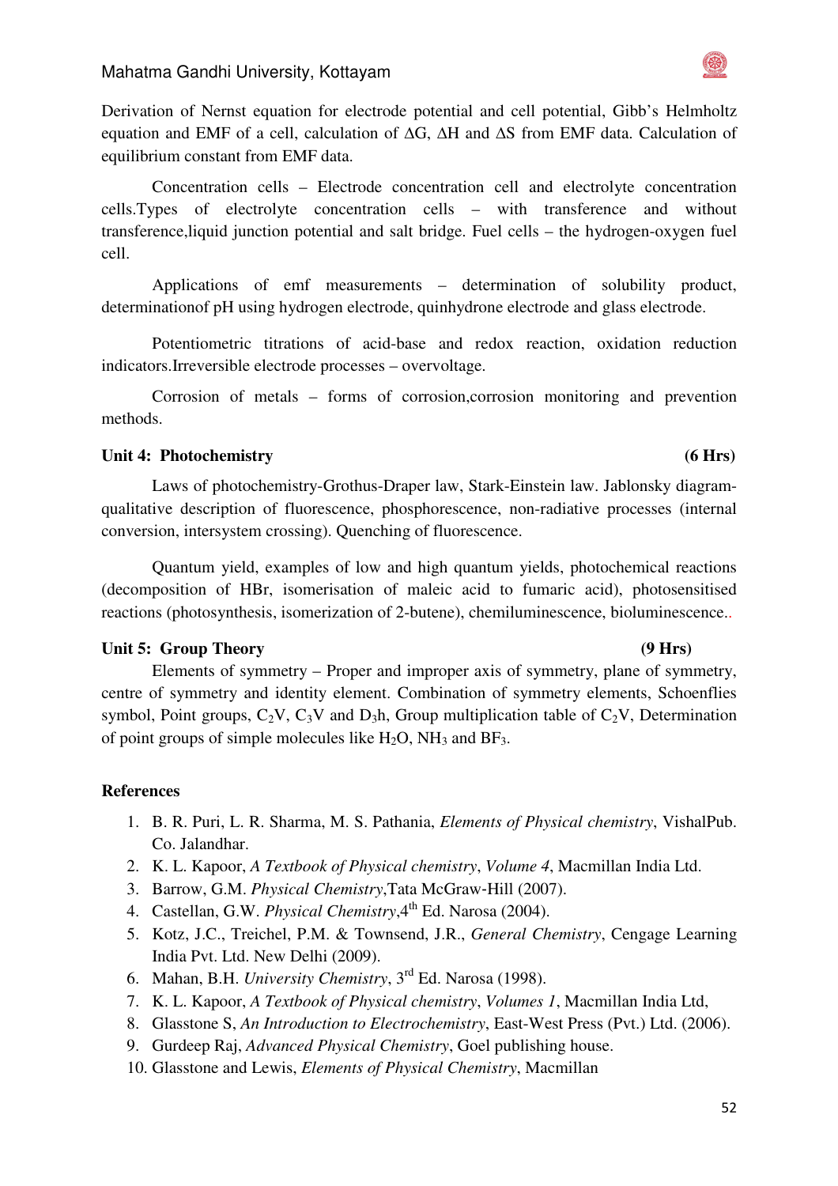Derivation of Nernst equation for electrode potential and cell potential, Gibb's Helmholtz equation and EMF of a cell, calculation of ΔG, ΔH and ΔS from EMF data. Calculation of equilibrium constant from EMF data.

Concentration cells – Electrode concentration cell and electrolyte concentration cells.Types of electrolyte concentration cells – with transference and without transference,liquid junction potential and salt bridge. Fuel cells – the hydrogen-oxygen fuel cell.

Applications of emf measurements – determination of solubility product, determinationof pH using hydrogen electrode, quinhydrone electrode and glass electrode.

Potentiometric titrations of acid-base and redox reaction, oxidation reduction indicators.Irreversible electrode processes – overvoltage.

Corrosion of metals – forms of corrosion,corrosion monitoring and prevention methods.

### Unit 4: Photochemistry (6 Hrs)

Laws of photochemistry-Grothus-Draper law, Stark-Einstein law. Jablonsky diagram-qualitative description of fluorescence, phosphorescence, non-radiative processes (internal conversion, intersystem crossing). Quenching of fluorescence.

Quantum yield, examples of low and high quantum yields, photochemical reactions (decomposition of HBr, isomerisation of maleic acid to fumaric acid), photosensitised reactions (photosynthesis, isomerization of 2-butene), chemiluminescence, bioluminescence..

### Unit 5: Group Theory (9 Hrs)

Elements of symmetry – Proper and improper axis of symmetry, plane of symmetry, centre of symmetry and identity element. Combination of symmetry elements, Schoenflies symbol, Point groups, $C_2V$, $C_3V$ and $D_3h$, Group multiplication table of $C_2V$, Determination of point groups of simple molecules like $H_2O$, $NH_3$ and $BF_3$.

### References

1. B. R. Puri, L. R. Sharma, M. S. Pathania, *Elements of Physical chemistry*, VishalPub. Co. Jalandhar.
2. K. L. Kapoor, *A Textbook of Physical chemistry*, *Volume 4*, Macmillan India Ltd.
3. Barrow, G.M. *Physical Chemistry*,Tata McGraw-Hill (2007).
4. Castellan, G.W. *Physical Chemistry*,4th Ed. Narosa (2004).
5. Kotz, J.C., Treichel, P.M. & Townsend, J.R., *General Chemistry*, Cengage Learning India Pvt. Ltd. New Delhi (2009).
6. Mahan, B.H. *University Chemistry*, 3rd Ed. Narosa (1998).
7. K. L. Kapoor, *A Textbook of Physical chemistry*, *Volumes 1*, Macmillan India Ltd,
8. Glasstone S, *An Introduction to Electrochemistry*, East-West Press (Pvt.) Ltd. (2006).
9. Gurdeep Raj, *Advanced Physical Chemistry*, Goel publishing house.
10. Glasstone and Lewis, *Elements of Physical Chemistry*, Macmillan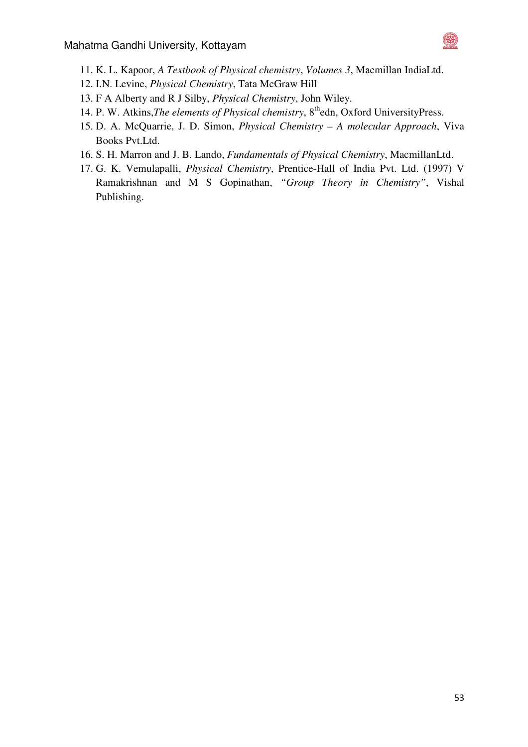11. K. L. Kapoor, *A Textbook of Physical chemistry*, *Volumes 3*, Macmillan IndiaLtd.
12. I.N. Levine, *Physical Chemistry*, Tata McGraw Hill
13. F A Alberty and R J Silby, *Physical Chemistry*, John Wiley.
14. P. W. Atkins,*The elements of Physical chemistry*, 8[th]edn, Oxford UniversityPress.
15. D. A. McQuarrie, J. D. Simon, *Physical Chemistry – A molecular Approach*, Viva Books Pvt.Ltd.
16. S. H. Marron and J. B. Lando, *Fundamentals of Physical Chemistry*, MacmillanLtd.
17. G. K. Vemulapalli, *Physical Chemistry*, Prentice-Hall of India Pvt. Ltd. (1997) V Ramakrishnan and M S Gopinathan, *"Group Theory in Chemistry"*, Vishal Publishing.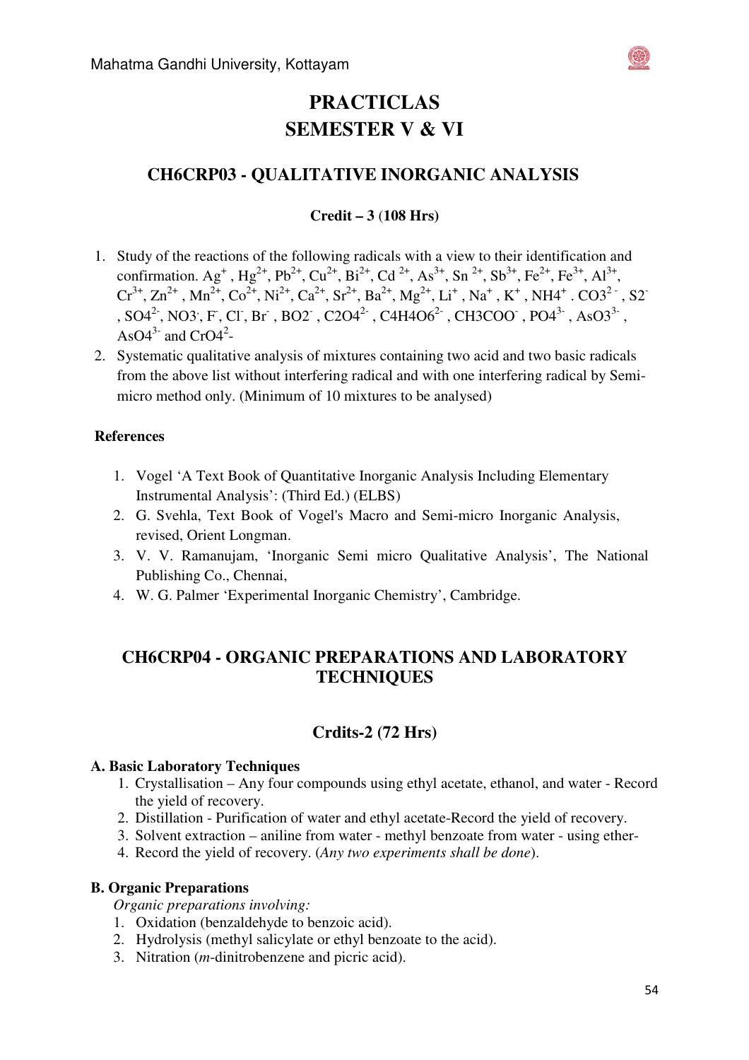# PRACTICLAS
# SEMESTER V & VI

## CH6CRP03 - QUALITATIVE INORGANIC ANALYSIS

**Credit – 3 (108 Hrs)**

1. Study of the reactions of the following radicals with a view to their identification and confirmation. $Ag^{+}$, $Hg^{2+}$, $Pb^{2+}$, $Cu^{2+}$, $Bi^{2+}$, $Cd^{2+}$, $As^{3+}$, $Sn^{2+}$, $Sb^{3+}$, $Fe^{2+}$, $Fe^{3+}$, $Al^{3+}$, $Cr^{3+}$, $Zn^{2+}$, $Mn^{2+}$, $Co^{2+}$, $Ni^{2+}$, $Ca^{2+}$, $Sr^{2+}$, $Ba^{2+}$, $Mg^{2+}$, $Li^{+}$, $Na^{+}$, $K^{+}$, $NH4^{+}$ . $CO3^{2-}$, $S2^{-}$, $SO4^{2-}$, $NO3^{-}$, $F^{-}$, $Cl^{-}$, $Br^{-}$, $BO2^{-}$, $C2O4^{2-}$, $C4H4O6^{2-}$, $CH3COO^{-}$, $PO4^{3-}$, $AsO3^{3-}$, $AsO4^{3-}$ and $CrO4^{2}$-
2. Systematic qualitative analysis of mixtures containing two acid and two basic radicals from the above list without interfering radical and with one interfering radical by Semi-micro method only. (Minimum of 10 mixtures to be analysed)

### References

1. Vogel 'A Text Book of Quantitative Inorganic Analysis Including Elementary Instrumental Analysis': (Third Ed.) (ELBS)
2. G. Svehla, Text Book of Vogel's Macro and Semi-micro Inorganic Analysis, revised, Orient Longman.
3. V. V. Ramanujam, 'Inorganic Semi micro Qualitative Analysis', The National Publishing Co., Chennai,
4. W. G. Palmer 'Experimental Inorganic Chemistry', Cambridge.

## CH6CRP04 - ORGANIC PREPARATIONS AND LABORATORY TECHNIQUES

**Crdits-2 (72 Hrs)**

**A. Basic Laboratory Techniques**

1. Crystallisation – Any four compounds using ethyl acetate, ethanol, and water - Record the yield of recovery.
2. Distillation - Purification of water and ethyl acetate-Record the yield of recovery.
3. Solvent extraction – aniline from water - methyl benzoate from water - using ether-
4. Record the yield of recovery. (*Any two experiments shall be done*).

**B. Organic Preparations**

*Organic preparations involving:*

1. Oxidation (benzaldehyde to benzoic acid).
2. Hydrolysis (methyl salicylate or ethyl benzoate to the acid).
3. Nitration (*m*-dinitrobenzene and picric acid).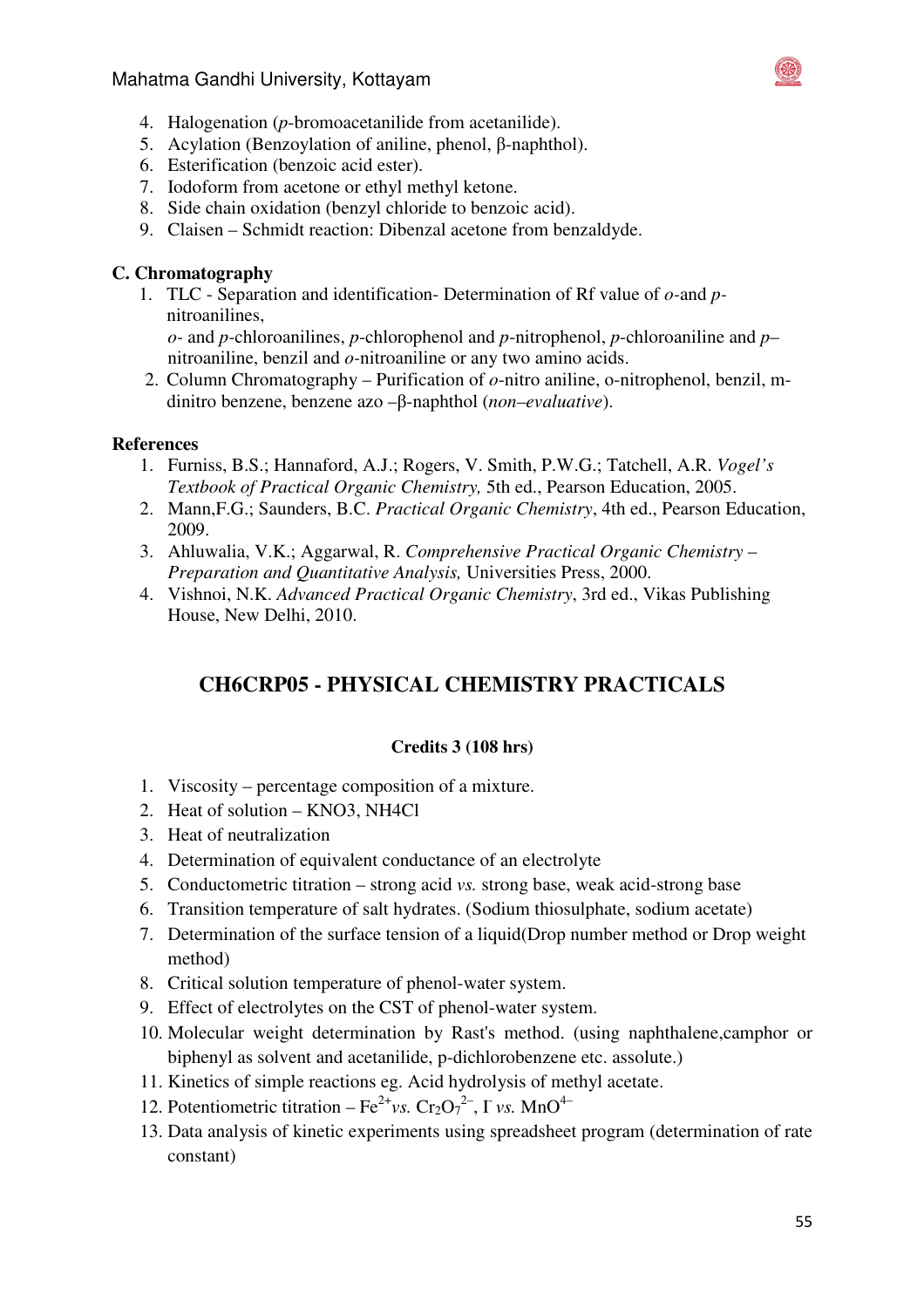4. Halogenation (*p*-bromoacetanilide from acetanilide).
5. Acylation (Benzoylation of aniline, phenol, β-naphthol).
6. Esterification (benzoic acid ester).
7. Iodoform from acetone or ethyl methyl ketone.
8. Side chain oxidation (benzyl chloride to benzoic acid).
9. Claisen – Schmidt reaction: Dibenzal acetone from benzaldyde.

**C. Chromatography**

1. TLC - Separation and identification- Determination of Rf value of *o*-and *p*-nitroanilines,
   *o*- and *p*-chloroanilines, *p*-chlorophenol and *p*-nitrophenol, *p*-chloroaniline and *p*–nitroaniline, benzil and *o*-nitroaniline or any two amino acids.
2. Column Chromatography – Purification of *o*-nitro aniline, o-nitrophenol, benzil, m-dinitro benzene, benzene azo –β-naphthol (*non–evaluative*).

**References**

1. Furniss, B.S.; Hannaford, A.J.; Rogers, V. Smith, P.W.G.; Tatchell, A.R. *Vogel's Textbook of Practical Organic Chemistry,* 5th ed., Pearson Education, 2005.
2. Mann,F.G.; Saunders, B.C. *Practical Organic Chemistry*, 4th ed., Pearson Education, 2009.
3. Ahluwalia, V.K.; Aggarwal, R. *Comprehensive Practical Organic Chemistry – Preparation and Quantitative Analysis,* Universities Press, 2000.
4. Vishnoi, N.K. *Advanced Practical Organic Chemistry*, 3rd ed., Vikas Publishing House, New Delhi, 2010.

## CH6CRP05 - PHYSICAL CHEMISTRY PRACTICALS

**Credits 3 (108 hrs)**

1. Viscosity – percentage composition of a mixture.
2. Heat of solution – KNO3, NH4Cl
3. Heat of neutralization
4. Determination of equivalent conductance of an electrolyte
5. Conductometric titration – strong acid *vs.* strong base, weak acid-strong base
6. Transition temperature of salt hydrates. (Sodium thiosulphate, sodium acetate)
7. Determination of the surface tension of a liquid(Drop number method or Drop weight method)
8. Critical solution temperature of phenol-water system.
9. Effect of electrolytes on the CST of phenol-water system.
10. Molecular weight determination by Rast's method. (using naphthalene,camphor or biphenyl as solvent and acetanilide, p-dichlorobenzene etc. assolute.)
11. Kinetics of simple reactions eg. Acid hydrolysis of methyl acetate.
12. Potentiometric titration – $Fe^{2+}$ *vs.* $Cr_2O_7^{2-}$, $I^-$ *vs.* $MnO^{4-}$
13. Data analysis of kinetic experiments using spreadsheet program (determination of rate constant)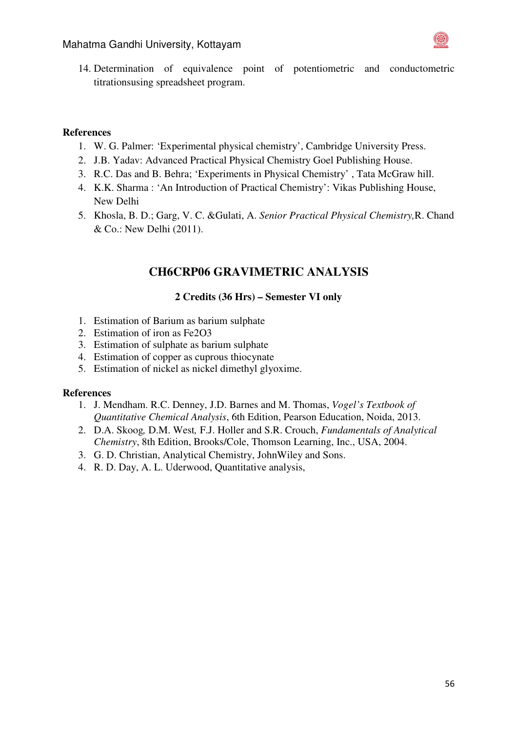14. Determination of equivalence point of potentiometric and conductometric titrationsusing spreadsheet program.

**References**

1. W. G. Palmer: 'Experimental physical chemistry', Cambridge University Press.
2. J.B. Yadav: Advanced Practical Physical Chemistry Goel Publishing House.
3. R.C. Das and B. Behra; 'Experiments in Physical Chemistry' , Tata McGraw hill.
4. K.K. Sharma : 'An Introduction of Practical Chemistry': Vikas Publishing House, New Delhi
5. Khosla, B. D.; Garg, V. C. &Gulati, A. *Senior Practical Physical Chemistry,*R. Chand & Co.: New Delhi (2011).

## CH6CRP06 GRAVIMETRIC ANALYSIS

**2 Credits (36 Hrs) – Semester VI only**

1. Estimation of Barium as barium sulphate
2. Estimation of iron as $Fe_2O_3$
3. Estimation of sulphate as barium sulphate
4. Estimation of copper as cuprous thiocynate
5. Estimation of nickel as nickel dimethyl glyoxime.

**References**

1. J. Mendham. R.C. Denney, J.D. Barnes and M. Thomas, *Vogel's Textbook of Quantitative Chemical Analysis*, 6th Edition, Pearson Education, Noida, 2013.
2. D.A. Skoog*,* D.M. West*,* F.J. Holler and S.R. Crouch, *Fundamentals of Analytical Chemistry*, 8th Edition, Brooks/Cole, Thomson Learning, Inc., USA, 2004.
3. G. D. Christian, Analytical Chemistry, JohnWiley and Sons.
4. R. D. Day, A. L. Uderwood, Quantitative analysis,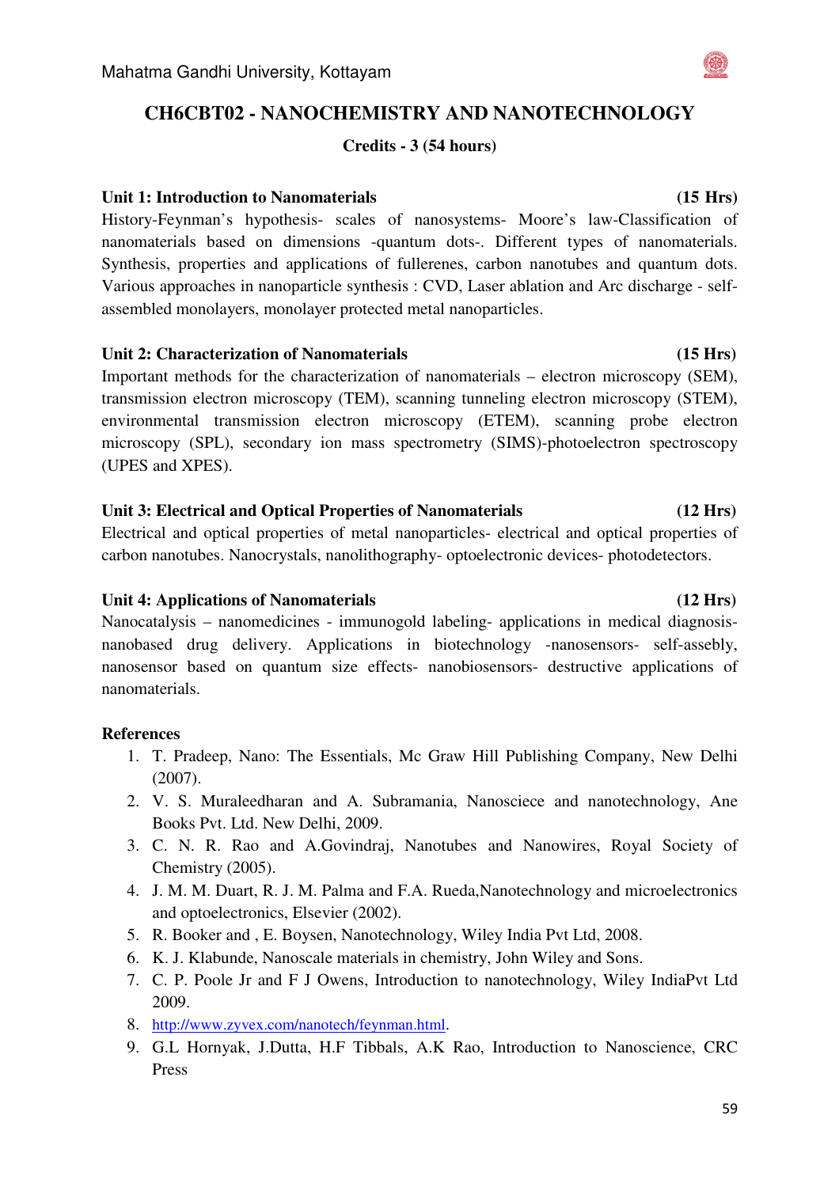# CH6CBT02 - NANOCHEMISTRY AND NANOTECHNOLOGY

**Credits - 3 (54 hours)**

**Unit 1: Introduction to Nanomaterials (15 Hrs)**

History-Feynman's hypothesis- scales of nanosystems- Moore's law-Classification of nanomaterials based on dimensions -quantum dots-. Different types of nanomaterials. Synthesis, properties and applications of fullerenes, carbon nanotubes and quantum dots. Various approaches in nanoparticle synthesis : CVD, Laser ablation and Arc discharge - self-assembled monolayers, monolayer protected metal nanoparticles.

**Unit 2: Characterization of Nanomaterials (15 Hrs)**

Important methods for the characterization of nanomaterials – electron microscopy (SEM), transmission electron microscopy (TEM), scanning tunneling electron microscopy (STEM), environmental transmission electron microscopy (ETEM), scanning probe electron microscopy (SPL), secondary ion mass spectrometry (SIMS)-photoelectron spectroscopy (UPES and XPES).

**Unit 3: Electrical and Optical Properties of Nanomaterials (12 Hrs)**

Electrical and optical properties of metal nanoparticles- electrical and optical properties of carbon nanotubes. Nanocrystals, nanolithography- optoelectronic devices- photodetectors.

**Unit 4: Applications of Nanomaterials (12 Hrs)**

Nanocatalysis – nanomedicines - immunogold labeling- applications in medical diagnosis- nanobased drug delivery. Applications in biotechnology -nanosensors- self-assebly, nanosensor based on quantum size effects- nanobiosensors- destructive applications of nanomaterials.

**References**

1. T. Pradeep, Nano: The Essentials, Mc Graw Hill Publishing Company, New Delhi (2007).
2. V. S. Muraleedharan and A. Subramania, Nanosciece and nanotechnology, Ane Books Pvt. Ltd. New Delhi, 2009.
3. C. N. R. Rao and A.Govindraj, Nanotubes and Nanowires, Royal Society of Chemistry (2005).
4. J. M. M. Duart, R. J. M. Palma and F.A. Rueda,Nanotechnology and microelectronics and optoelectronics, Elsevier (2002).
5. R. Booker and , E. Boysen, Nanotechnology, Wiley India Pvt Ltd, 2008.
6. K. J. Klabunde, Nanoscale materials in chemistry, John Wiley and Sons.
7. C. P. Poole Jr and F J Owens, Introduction to nanotechnology, Wiley IndiaPvt Ltd 2009.
8. http://www.zyvex.com/nanotech/feynman.html.
9. G.L Hornyak, J.Dutta, H.F Tibbals, A.K Rao, Introduction to Nanoscience, CRC Press